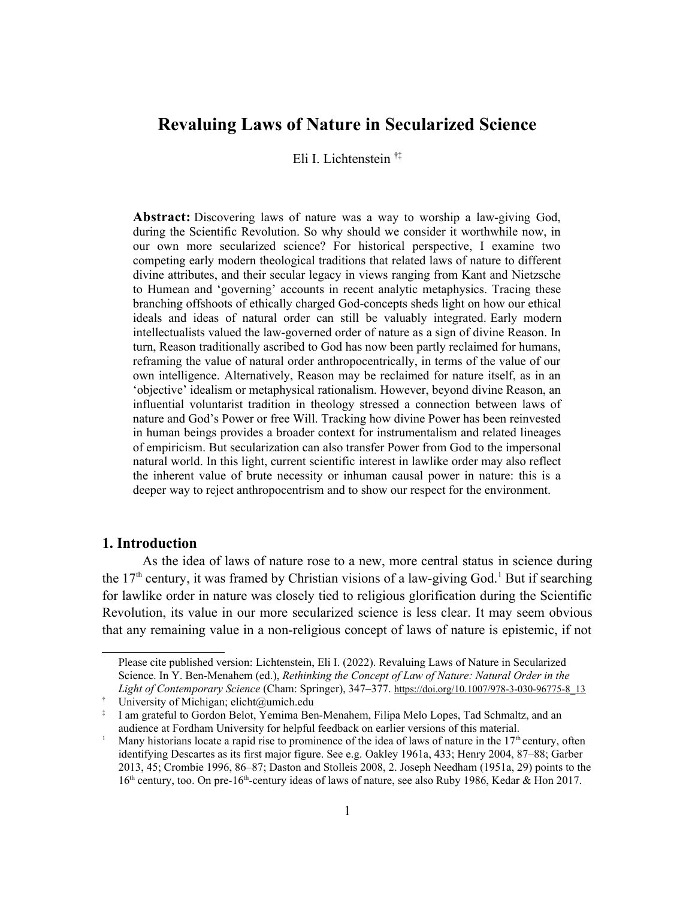# Revaluing Laws of Nature in Secularized Science

Eli I. Lichtenstein [†‡]

**Abstract:** Discovering laws of nature was a way to worship a law-giving God, during the Scientific Revolution. So why should we consider it worthwhile now, in our own more secularized science? For historical perspective, I examine two competing early modern theological traditions that related laws of nature to different divine attributes, and their secular legacy in views ranging from Kant and Nietzsche to Humean and 'governing' accounts in recent analytic metaphysics. Tracing these branching offshoots of ethically charged God-concepts sheds light on how our ethical ideals and ideas of natural order can still be valuably integrated. Early modern intellectualists valued the law-governed order of nature as a sign of divine Reason. In turn, Reason traditionally ascribed to God has now been partly reclaimed for humans, reframing the value of natural order anthropocentrically, in terms of the value of our own intelligence. Alternatively, Reason may be reclaimed for nature itself, as in an 'objective' idealism or metaphysical rationalism. However, beyond divine Reason, an influential voluntarist tradition in theology stressed a connection between laws of nature and God's Power or free Will. Tracking how divine Power has been reinvested in human beings provides a broader context for instrumentalism and related lineages of empiricism. But secularization can also transfer Power from God to the impersonal natural world. In this light, current scientific interest in lawlike order may also reflect the inherent value of brute necessity or inhuman causal power in nature: this is a deeper way to reject anthropocentrism and to show our respect for the environment.

## 1. Introduction

As the idea of laws of nature rose to a new, more central status in science during the 17th century, it was framed by Christian visions of a law-giving God.[1] But if searching for lawlike order in nature was closely tied to religious glorification during the Scientific Revolution, its value in our more secularized science is less clear. It may seem obvious that any remaining value in a non-religious concept of laws of nature is epistemic, if not

---

Please cite published version: Lichtenstein, Eli I. (2022). Revaluing Laws of Nature in Secularized Science. In Y. Ben-Menahem (ed.), *Rethinking the Concept of Law of Nature: Natural Order in the Light of Contemporary Science* (Cham: Springer), 347–377. https://doi.org/10.1007/978-3-030-96775-8_13

[†] University of Michigan; elicht@umich.edu

[‡] I am grateful to Gordon Belot, Yemima Ben-Menahem, Filipa Melo Lopes, Tad Schmaltz, and an audience at Fordham University for helpful feedback on earlier versions of this material.

[1] Many historians locate a rapid rise to prominence of the idea of laws of nature in the 17th century, often identifying Descartes as its first major figure. See e.g. Oakley 1961a, 433; Henry 2004, 87–88; Garber 2013, 45; Crombie 1996, 86–87; Daston and Stolleis 2008, 2. Joseph Needham (1951a, 29) points to the 16th century, too. On pre-16th-century ideas of laws of nature, see also Ruby 1986, Kedar & Hon 2017.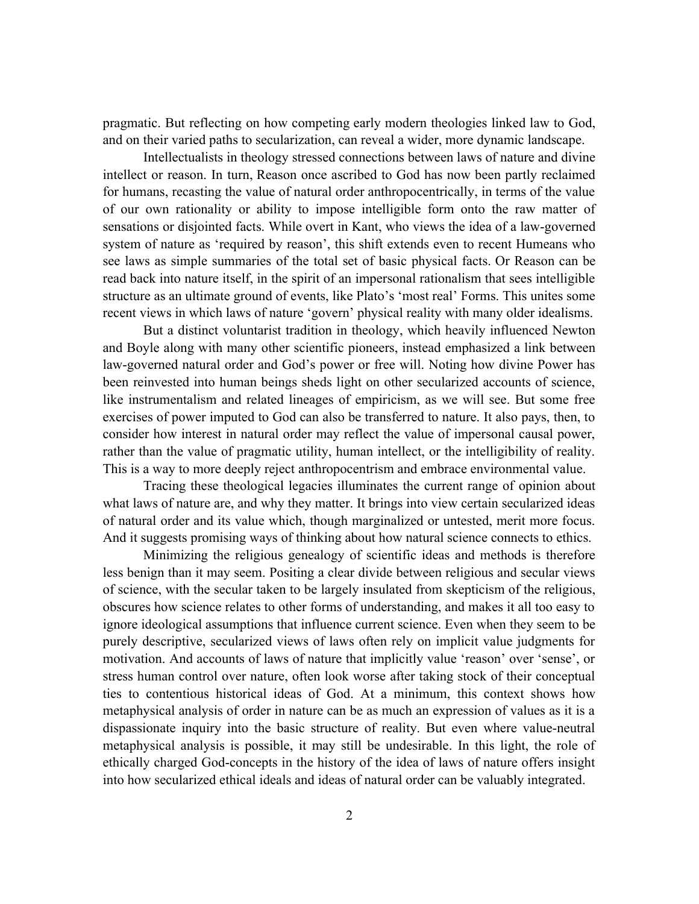pragmatic. But reflecting on how competing early modern theologies linked law to God, and on their varied paths to secularization, can reveal a wider, more dynamic landscape.

Intellectualists in theology stressed connections between laws of nature and divine intellect or reason. In turn, Reason once ascribed to God has now been partly reclaimed for humans, recasting the value of natural order anthropocentrically, in terms of the value of our own rationality or ability to impose intelligible form onto the raw matter of sensations or disjointed facts. While overt in Kant, who views the idea of a law-governed system of nature as 'required by reason', this shift extends even to recent Humeans who see laws as simple summaries of the total set of basic physical facts. Or Reason can be read back into nature itself, in the spirit of an impersonal rationalism that sees intelligible structure as an ultimate ground of events, like Plato's 'most real' Forms. This unites some recent views in which laws of nature 'govern' physical reality with many older idealisms.

But a distinct voluntarist tradition in theology, which heavily influenced Newton and Boyle along with many other scientific pioneers, instead emphasized a link between law-governed natural order and God's power or free will. Noting how divine Power has been reinvested into human beings sheds light on other secularized accounts of science, like instrumentalism and related lineages of empiricism, as we will see. But some free exercises of power imputed to God can also be transferred to nature. It also pays, then, to consider how interest in natural order may reflect the value of impersonal causal power, rather than the value of pragmatic utility, human intellect, or the intelligibility of reality. This is a way to more deeply reject anthropocentrism and embrace environmental value.

Tracing these theological legacies illuminates the current range of opinion about what laws of nature are, and why they matter. It brings into view certain secularized ideas of natural order and its value which, though marginalized or untested, merit more focus. And it suggests promising ways of thinking about how natural science connects to ethics.

Minimizing the religious genealogy of scientific ideas and methods is therefore less benign than it may seem. Positing a clear divide between religious and secular views of science, with the secular taken to be largely insulated from skepticism of the religious, obscures how science relates to other forms of understanding, and makes it all too easy to ignore ideological assumptions that influence current science. Even when they seem to be purely descriptive, secularized views of laws often rely on implicit value judgments for motivation. And accounts of laws of nature that implicitly value 'reason' over 'sense', or stress human control over nature, often look worse after taking stock of their conceptual ties to contentious historical ideas of God. At a minimum, this context shows how metaphysical analysis of order in nature can be as much an expression of values as it is a dispassionate inquiry into the basic structure of reality. But even where value-neutral metaphysical analysis is possible, it may still be undesirable. In this light, the role of ethically charged God-concepts in the history of the idea of laws of nature offers insight into how secularized ethical ideals and ideas of natural order can be valuably integrated.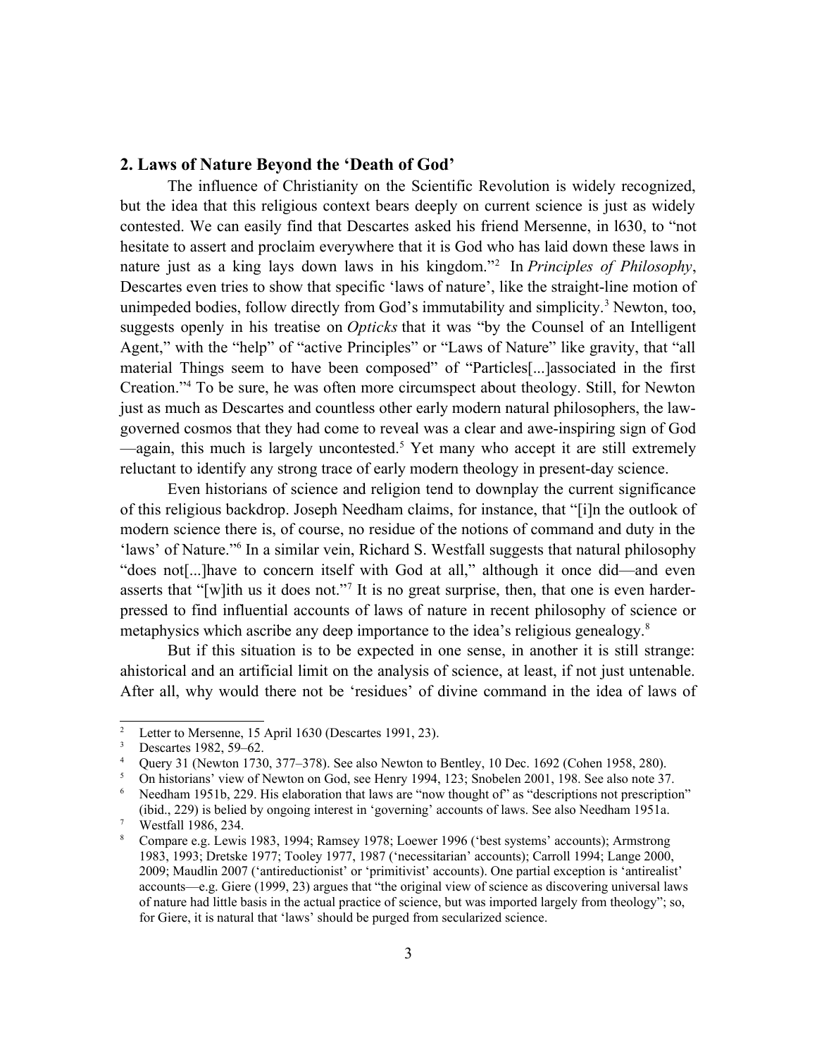## 2. Laws of Nature Beyond the 'Death of God'

The influence of Christianity on the Scientific Revolution is widely recognized, but the idea that this religious context bears deeply on current science is just as widely contested. We can easily find that Descartes asked his friend Mersenne, in l630, to "not hesitate to assert and proclaim everywhere that it is God who has laid down these laws in nature just as a king lays down laws in his kingdom."[2] In *Principles of Philosophy*, Descartes even tries to show that specific 'laws of nature', like the straight-line motion of unimpeded bodies, follow directly from God's immutability and simplicity.[3] Newton, too, suggests openly in his treatise on *Opticks* that it was "by the Counsel of an Intelligent Agent," with the "help" of "active Principles" or "Laws of Nature" like gravity, that "all material Things seem to have been composed" of "Particles[...]associated in the first Creation."[4] To be sure, he was often more circumspect about theology. Still, for Newton just as much as Descartes and countless other early modern natural philosophers, the law-governed cosmos that they had come to reveal was a clear and awe-inspiring sign of God—again, this much is largely uncontested.[5] Yet many who accept it are still extremely reluctant to identify any strong trace of early modern theology in present-day science.

Even historians of science and religion tend to downplay the current significance of this religious backdrop. Joseph Needham claims, for instance, that "[i]n the outlook of modern science there is, of course, no residue of the notions of command and duty in the 'laws' of Nature."[6] In a similar vein, Richard S. Westfall suggests that natural philosophy "does not[...]have to concern itself with God at all," although it once did—and even asserts that "[w]ith us it does not."[7] It is no great surprise, then, that one is even harder-pressed to find influential accounts of laws of nature in recent philosophy of science or metaphysics which ascribe any deep importance to the idea's religious genealogy.[8]

But if this situation is to be expected in one sense, in another it is still strange: ahistorical and an artificial limit on the analysis of science, at least, if not just untenable. After all, why would there not be 'residues' of divine command in the idea of laws of

[2] Letter to Mersenne, 15 April 1630 (Descartes 1991, 23).

[3] Descartes 1982, 59–62.

[4] Query 31 (Newton 1730, 377–378). See also Newton to Bentley, 10 Dec. 1692 (Cohen 1958, 280).

[5] On historians' view of Newton on God, see Henry 1994, 123; Snobelen 2001, 198. See also note 37.

[6] Needham 1951b, 229. His elaboration that laws are "now thought of" as "descriptions not prescription" (ibid., 229) is belied by ongoing interest in 'governing' accounts of laws. See also Needham 1951a.

[7] Westfall 1986, 234.

[8] Compare e.g. Lewis 1983, 1994; Ramsey 1978; Loewer 1996 ('best systems' accounts); Armstrong 1983, 1993; Dretske 1977; Tooley 1977, 1987 ('necessitarian' accounts); Carroll 1994; Lange 2000, 2009; Maudlin 2007 ('antireductionist' or 'primitivist' accounts). One partial exception is 'antirealist' accounts—e.g. Giere (1999, 23) argues that "the original view of science as discovering universal laws of nature had little basis in the actual practice of science, but was imported largely from theology"; so, for Giere, it is natural that 'laws' should be purged from secularized science.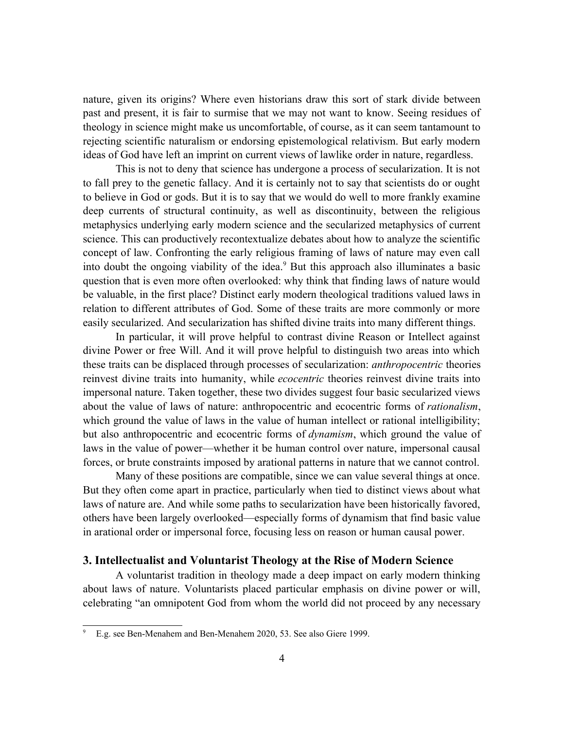nature, given its origins? Where even historians draw this sort of stark divide between past and present, it is fair to surmise that we may not want to know. Seeing residues of theology in science might make us uncomfortable, of course, as it can seem tantamount to rejecting scientific naturalism or endorsing epistemological relativism. But early modern ideas of God have left an imprint on current views of lawlike order in nature, regardless.

This is not to deny that science has undergone a process of secularization. It is not to fall prey to the genetic fallacy. And it is certainly not to say that scientists do or ought to believe in God or gods. But it is to say that we would do well to more frankly examine deep currents of structural continuity, as well as discontinuity, between the religious metaphysics underlying early modern science and the secularized metaphysics of current science. This can productively recontextualize debates about how to analyze the scientific concept of law. Confronting the early religious framing of laws of nature may even call into doubt the ongoing viability of the idea.[9] But this approach also illuminates a basic question that is even more often overlooked: why think that finding laws of nature would be valuable, in the first place? Distinct early modern theological traditions valued laws in relation to different attributes of God. Some of these traits are more commonly or more easily secularized. And secularization has shifted divine traits into many different things.

In particular, it will prove helpful to contrast divine Reason or Intellect against divine Power or free Will. And it will prove helpful to distinguish two areas into which these traits can be displaced through processes of secularization: *anthropocentric* theories reinvest divine traits into humanity, while *ecocentric* theories reinvest divine traits into impersonal nature. Taken together, these two divides suggest four basic secularized views about the value of laws of nature: anthropocentric and ecocentric forms of *rationalism*, which ground the value of laws in the value of human intellect or rational intelligibility; but also anthropocentric and ecocentric forms of *dynamism*, which ground the value of laws in the value of power—whether it be human control over nature, impersonal causal forces, or brute constraints imposed by arational patterns in nature that we cannot control.

Many of these positions are compatible, since we can value several things at once. But they often come apart in practice, particularly when tied to distinct views about what laws of nature are. And while some paths to secularization have been historically favored, others have been largely overlooked—especially forms of dynamism that find basic value in arational order or impersonal force, focusing less on reason or human causal power.

## 3. Intellectualist and Voluntarist Theology at the Rise of Modern Science

A voluntarist tradition in theology made a deep impact on early modern thinking about laws of nature. Voluntarists placed particular emphasis on divine power or will, celebrating "an omnipotent God from whom the world did not proceed by any necessary

---

[9] E.g. see Ben-Menahem and Ben-Menahem 2020, 53. See also Giere 1999.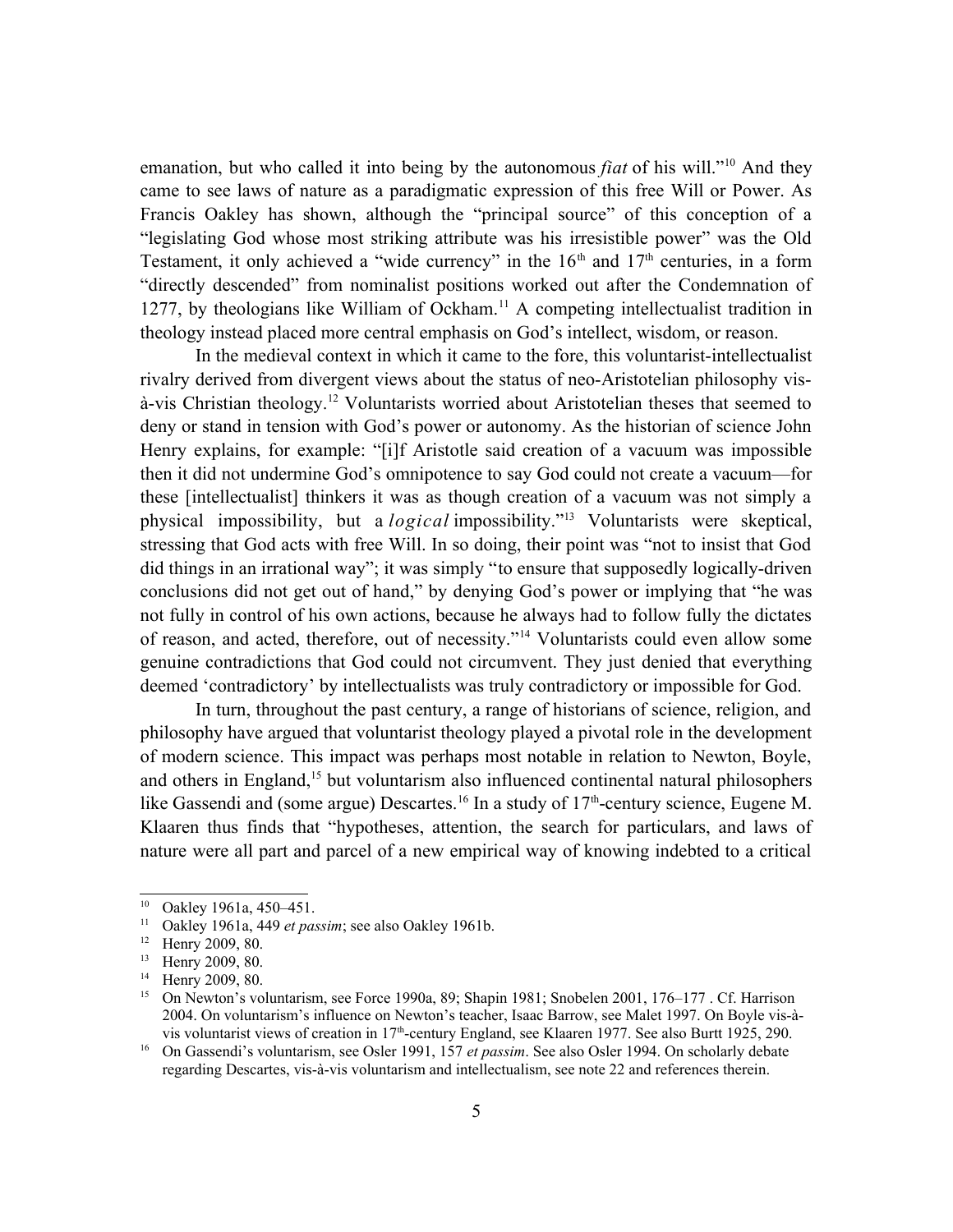emanation, but who called it into being by the autonomous *fiat* of his will."[10] And they came to see laws of nature as a paradigmatic expression of this free Will or Power. As Francis Oakley has shown, although the "principal source" of this conception of a "legislating God whose most striking attribute was his irresistible power" was the Old Testament, it only achieved a "wide currency" in the 16th and 17th centuries, in a form "directly descended" from nominalist positions worked out after the Condemnation of 1277, by theologians like William of Ockham.[11] A competing intellectualist tradition in theology instead placed more central emphasis on God's intellect, wisdom, or reason.

In the medieval context in which it came to the fore, this voluntarist-intellectualist rivalry derived from divergent views about the status of neo-Aristotelian philosophy vis-à-vis Christian theology.[12] Voluntarists worried about Aristotelian theses that seemed to deny or stand in tension with God's power or autonomy. As the historian of science John Henry explains, for example: "[i]f Aristotle said creation of a vacuum was impossible then it did not undermine God's omnipotence to say God could not create a vacuum—for these [intellectualist] thinkers it was as though creation of a vacuum was not simply a physical impossibility, but a *logical* impossibility."[13] Voluntarists were skeptical, stressing that God acts with free Will. In so doing, their point was "not to insist that God did things in an irrational way"; it was simply "to ensure that supposedly logically-driven conclusions did not get out of hand," by denying God's power or implying that "he was not fully in control of his own actions, because he always had to follow fully the dictates of reason, and acted, therefore, out of necessity."[14] Voluntarists could even allow some genuine contradictions that God could not circumvent. They just denied that everything deemed 'contradictory' by intellectualists was truly contradictory or impossible for God.

In turn, throughout the past century, a range of historians of science, religion, and philosophy have argued that voluntarist theology played a pivotal role in the development of modern science. This impact was perhaps most notable in relation to Newton, Boyle, and others in England,[15] but voluntarism also influenced continental natural philosophers like Gassendi and (some argue) Descartes.[16] In a study of 17th-century science, Eugene M. Klaaren thus finds that "hypotheses, attention, the search for particulars, and laws of nature were all part and parcel of a new empirical way of knowing indebted to a critical

---

[10] Oakley 1961a, 450–451.

[11] Oakley 1961a, 449 *et passim*; see also Oakley 1961b.

[12] Henry 2009, 80.

[13] Henry 2009, 80.

[14] Henry 2009, 80.

[15] On Newton's voluntarism, see Force 1990a, 89; Shapin 1981; Snobelen 2001, 176–177 . Cf. Harrison 2004. On voluntarism's influence on Newton's teacher, Isaac Barrow, see Malet 1997. On Boyle vis-à-vis voluntarist views of creation in 17th-century England, see Klaaren 1977. See also Burtt 1925, 290.

[16] On Gassendi's voluntarism, see Osler 1991, 157 *et passim*. See also Osler 1994. On scholarly debate regarding Descartes, vis-à-vis voluntarism and intellectualism, see note 22 and references therein.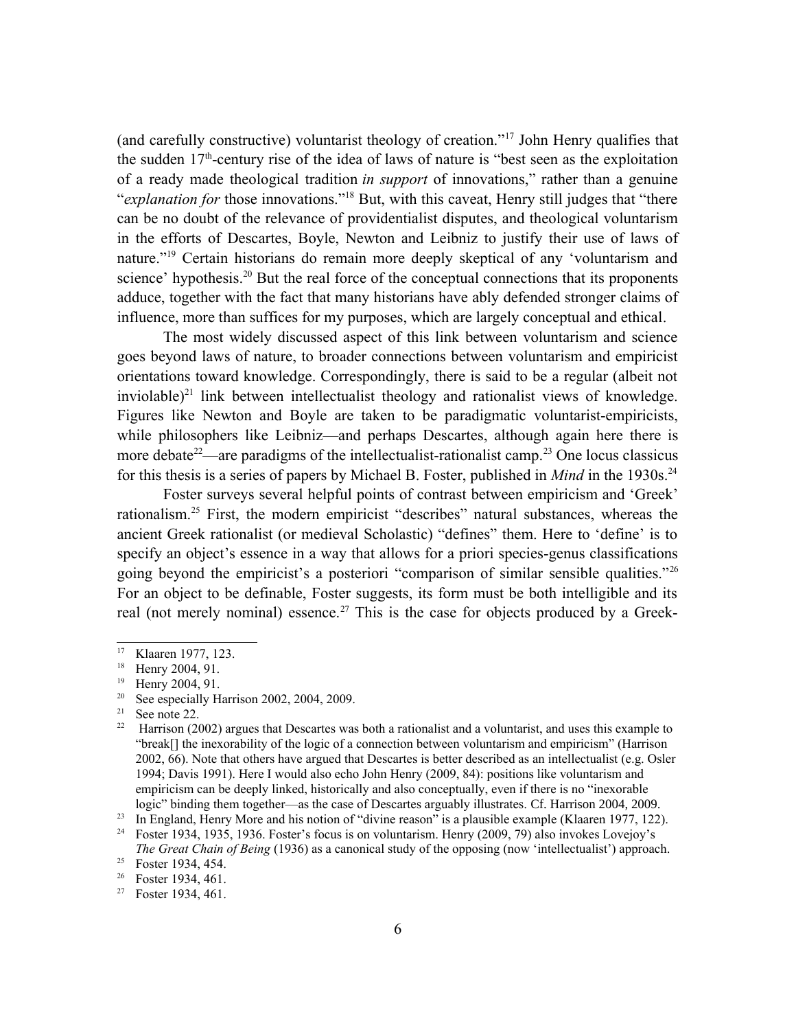(and carefully constructive) voluntarist theology of creation."[17] John Henry qualifies that the sudden 17th-century rise of the idea of laws of nature is "best seen as the exploitation of a ready made theological tradition *in support* of innovations," rather than a genuine "*explanation for* those innovations."[18] But, with this caveat, Henry still judges that "there can be no doubt of the relevance of providentialist disputes, and theological voluntarism in the efforts of Descartes, Boyle, Newton and Leibniz to justify their use of laws of nature."[19] Certain historians do remain more deeply skeptical of any 'voluntarism and science' hypothesis.[20] But the real force of the conceptual connections that its proponents adduce, together with the fact that many historians have ably defended stronger claims of influence, more than suffices for my purposes, which are largely conceptual and ethical.

The most widely discussed aspect of this link between voluntarism and science goes beyond laws of nature, to broader connections between voluntarism and empiricist orientations toward knowledge. Correspondingly, there is said to be a regular (albeit not inviolable)[21] link between intellectualist theology and rationalist views of knowledge. Figures like Newton and Boyle are taken to be paradigmatic voluntarist-empiricists, while philosophers like Leibniz—and perhaps Descartes, although again here there is more debate[22]—are paradigms of the intellectualist-rationalist camp.[23] One locus classicus for this thesis is a series of papers by Michael B. Foster, published in *Mind* in the 1930s.[24]

Foster surveys several helpful points of contrast between empiricism and 'Greek' rationalism.[25] First, the modern empiricist "describes" natural substances, whereas the ancient Greek rationalist (or medieval Scholastic) "defines" them. Here to 'define' is to specify an object's essence in a way that allows for a priori species-genus classifications going beyond the empiricist's a posteriori "comparison of similar sensible qualities."[26] For an object to be definable, Foster suggests, its form must be both intelligible and its real (not merely nominal) essence.[27] This is the case for objects produced by a Greek-

---

[17] Klaaren 1977, 123.

[18] Henry 2004, 91.

[19] Henry 2004, 91.

[20] See especially Harrison 2002, 2004, 2009.

[21] See note 22.

[22] Harrison (2002) argues that Descartes was both a rationalist and a voluntarist, and uses this example to "break[] the inexorability of the logic of a connection between voluntarism and empiricism" (Harrison 2002, 66). Note that others have argued that Descartes is better described as an intellectualist (e.g. Osler 1994; Davis 1991). Here I would also echo John Henry (2009, 84): positions like voluntarism and empiricism can be deeply linked, historically and also conceptually, even if there is no "inexorable logic" binding them together—as the case of Descartes arguably illustrates. Cf. Harrison 2004, 2009.

[23] In England, Henry More and his notion of "divine reason" is a plausible example (Klaaren 1977, 122).

[24] Foster 1934, 1935, 1936. Foster's focus is on voluntarism. Henry (2009, 79) also invokes Lovejoy's *The Great Chain of Being* (1936) as a canonical study of the opposing (now 'intellectualist') approach.

[25] Foster 1934, 454.

[26] Foster 1934, 461.

[27] Foster 1934, 461.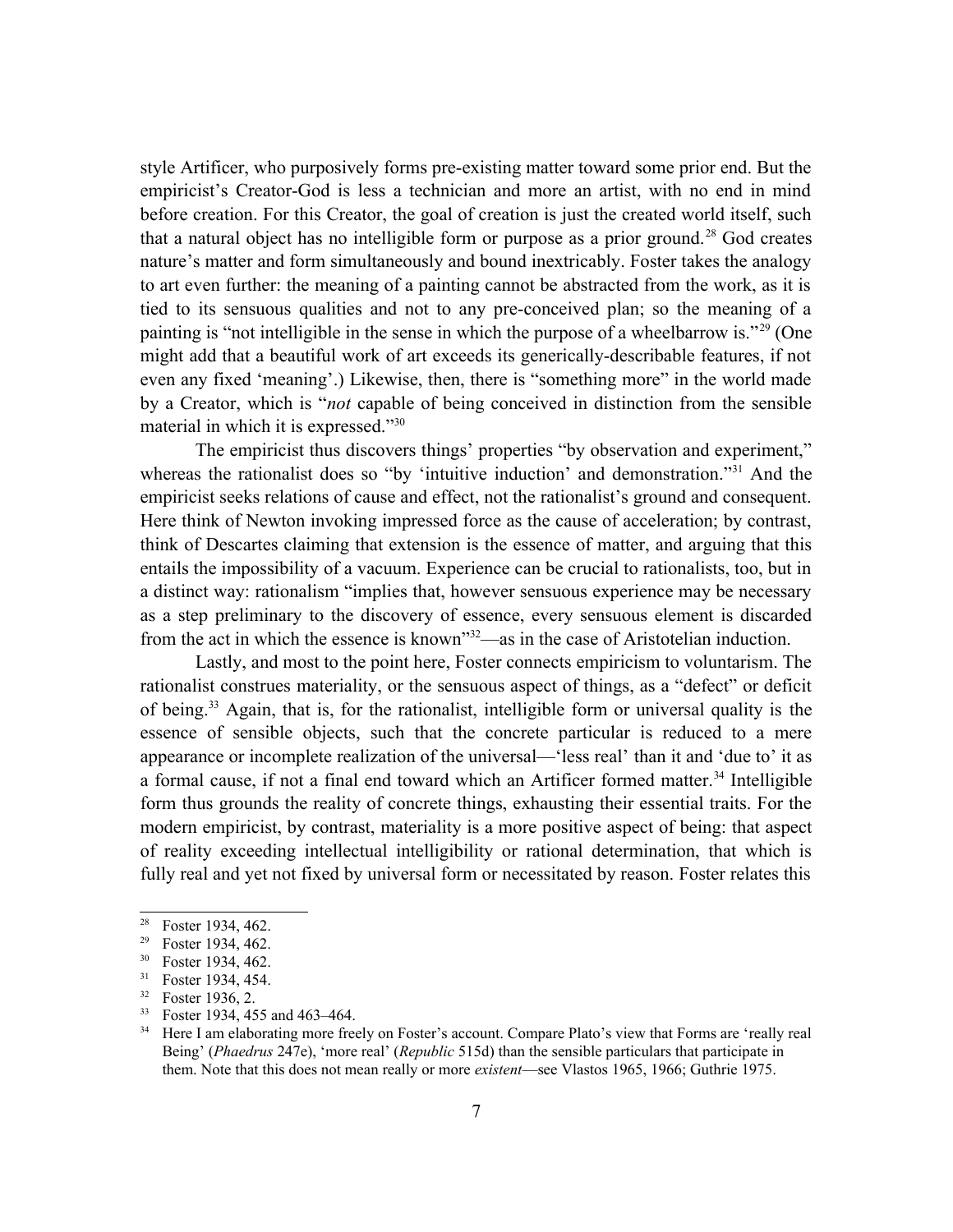style Artificer, who purposively forms pre-existing matter toward some prior end. But the empiricist's Creator-God is less a technician and more an artist, with no end in mind before creation. For this Creator, the goal of creation is just the created world itself, such that a natural object has no intelligible form or purpose as a prior ground.[28] God creates nature's matter and form simultaneously and bound inextricably. Foster takes the analogy to art even further: the meaning of a painting cannot be abstracted from the work, as it is tied to its sensuous qualities and not to any pre-conceived plan; so the meaning of a painting is "not intelligible in the sense in which the purpose of a wheelbarrow is."[29] (One might add that a beautiful work of art exceeds its generically-describable features, if not even any fixed 'meaning'.) Likewise, then, there is "something more" in the world made by a Creator, which is "*not* capable of being conceived in distinction from the sensible material in which it is expressed."[30]

The empiricist thus discovers things' properties "by observation and experiment," whereas the rationalist does so "by 'intuitive induction' and demonstration."[31] And the empiricist seeks relations of cause and effect, not the rationalist's ground and consequent. Here think of Newton invoking impressed force as the cause of acceleration; by contrast, think of Descartes claiming that extension is the essence of matter, and arguing that this entails the impossibility of a vacuum. Experience can be crucial to rationalists, too, but in a distinct way: rationalism "implies that, however sensuous experience may be necessary as a step preliminary to the discovery of essence, every sensuous element is discarded from the act in which the essence is known"[32]—as in the case of Aristotelian induction.

Lastly, and most to the point here, Foster connects empiricism to voluntarism. The rationalist construes materiality, or the sensuous aspect of things, as a "defect" or deficit of being.[33] Again, that is, for the rationalist, intelligible form or universal quality is the essence of sensible objects, such that the concrete particular is reduced to a mere appearance or incomplete realization of the universal—'less real' than it and 'due to' it as a formal cause, if not a final end toward which an Artificer formed matter.[34] Intelligible form thus grounds the reality of concrete things, exhausting their essential traits. For the modern empiricist, by contrast, materiality is a more positive aspect of being: that aspect of reality exceeding intellectual intelligibility or rational determination, that which is fully real and yet not fixed by universal form or necessitated by reason. Foster relates this

---

[28] Foster 1934, 462.

[29] Foster 1934, 462.

[30] Foster 1934, 462.

[31] Foster 1934, 454.

[32] Foster 1936, 2.

[33] Foster 1934, 455 and 463–464.

[34] Here I am elaborating more freely on Foster's account. Compare Plato's view that Forms are 'really real Being' (*Phaedrus* 247e), 'more real' (*Republic* 515d) than the sensible particulars that participate in them. Note that this does not mean really or more *existent*—see Vlastos 1965, 1966; Guthrie 1975.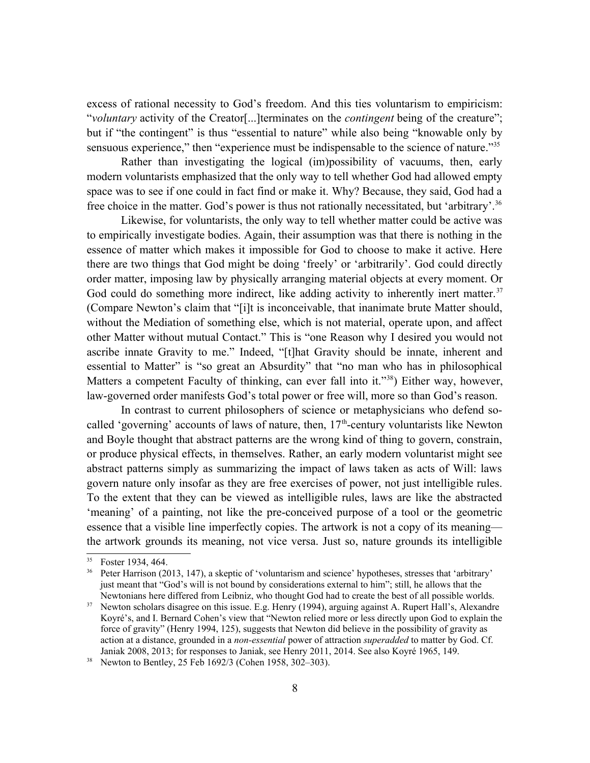excess of rational necessity to God's freedom. And this ties voluntarism to empiricism: "*voluntary* activity of the Creator[...]terminates on the *contingent* being of the creature"; but if "the contingent" is thus "essential to nature" while also being "knowable only by sensuous experience," then "experience must be indispensable to the science of nature."[35]

Rather than investigating the logical (im)possibility of vacuums, then, early modern voluntarists emphasized that the only way to tell whether God had allowed empty space was to see if one could in fact find or make it. Why? Because, they said, God had a free choice in the matter. God's power is thus not rationally necessitated, but 'arbitrary'.[36]

Likewise, for voluntarists, the only way to tell whether matter could be active was to empirically investigate bodies. Again, their assumption was that there is nothing in the essence of matter which makes it impossible for God to choose to make it active. Here there are two things that God might be doing 'freely' or 'arbitrarily'. God could directly order matter, imposing law by physically arranging material objects at every moment. Or God could do something more indirect, like adding activity to inherently inert matter.[37] (Compare Newton's claim that "[i]t is inconceivable, that inanimate brute Matter should, without the Mediation of something else, which is not material, operate upon, and affect other Matter without mutual Contact." This is "one Reason why I desired you would not ascribe innate Gravity to me." Indeed, "[t]hat Gravity should be innate, inherent and essential to Matter" is "so great an Absurdity" that "no man who has in philosophical Matters a competent Faculty of thinking, can ever fall into it."[38]) Either way, however, law-governed order manifests God's total power or free will, more so than God's reason.

In contrast to current philosophers of science or metaphysicians who defend so-called 'governing' accounts of laws of nature, then, 17th-century voluntarists like Newton and Boyle thought that abstract patterns are the wrong kind of thing to govern, constrain, or produce physical effects, in themselves. Rather, an early modern voluntarist might see abstract patterns simply as summarizing the impact of laws taken as acts of Will: laws govern nature only insofar as they are free exercises of power, not just intelligible rules. To the extent that they can be viewed as intelligible rules, laws are like the abstracted 'meaning' of a painting, not like the pre-conceived purpose of a tool or the geometric essence that a visible line imperfectly copies. The artwork is not a copy of its meaning—the artwork grounds its meaning, not vice versa. Just so, nature grounds its intelligible

---

35 Foster 1934, 464.

36 Peter Harrison (2013, 147), a skeptic of 'voluntarism and science' hypotheses, stresses that 'arbitrary' just meant that "God's will is not bound by considerations external to him"; still, he allows that the Newtonians here differed from Leibniz, who thought God had to create the best of all possible worlds.

37 Newton scholars disagree on this issue. E.g. Henry (1994), arguing against A. Rupert Hall's, Alexandre Koyré's, and I. Bernard Cohen's view that "Newton relied more or less directly upon God to explain the force of gravity" (Henry 1994, 125), suggests that Newton did believe in the possibility of gravity as action at a distance, grounded in a *non-essential* power of attraction *superadded* to matter by God. Cf. Janiak 2008, 2013; for responses to Janiak, see Henry 2011, 2014. See also Koyré 1965, 149.

38 Newton to Bentley, 25 Feb 1692/3 (Cohen 1958, 302–303).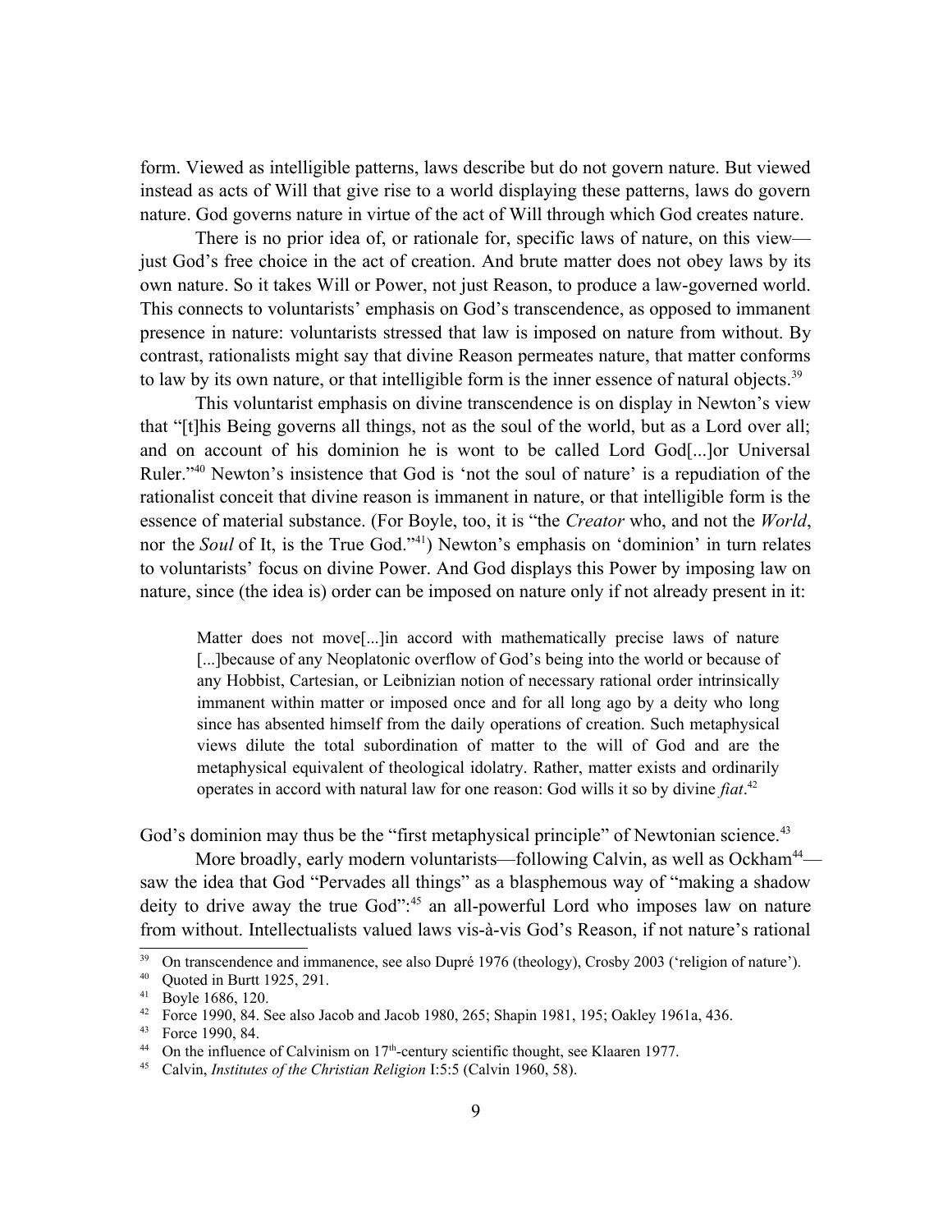form. Viewed as intelligible patterns, laws describe but do not govern nature. But viewed instead as acts of Will that give rise to a world displaying these patterns, laws do govern nature. God governs nature in virtue of the act of Will through which God creates nature.

There is no prior idea of, or rationale for, specific laws of nature, on this view—just God's free choice in the act of creation. And brute matter does not obey laws by its own nature. So it takes Will or Power, not just Reason, to produce a law-governed world. This connects to voluntarists' emphasis on God's transcendence, as opposed to immanent presence in nature: voluntarists stressed that law is imposed on nature from without. By contrast, rationalists might say that divine Reason permeates nature, that matter conforms to law by its own nature, or that intelligible form is the inner essence of natural objects.[39]

This voluntarist emphasis on divine transcendence is on display in Newton's view that "[t]his Being governs all things, not as the soul of the world, but as a Lord over all; and on account of his dominion he is wont to be called Lord God[...]or Universal Ruler."[40] Newton's insistence that God is 'not the soul of nature' is a repudiation of the rationalist conceit that divine reason is immanent in nature, or that intelligible form is the essence of material substance. (For Boyle, too, it is "the *Creator* who, and not the *World*, nor the *Soul* of It, is the True God."[41]) Newton's emphasis on 'dominion' in turn relates to voluntarists' focus on divine Power. And God displays this Power by imposing law on nature, since (the idea is) order can be imposed on nature only if not already present in it:

> Matter does not move[...]in accord with mathematically precise laws of nature [...]because of any Neoplatonic overflow of God's being into the world or because of any Hobbist, Cartesian, or Leibnizian notion of necessary rational order intrinsically immanent within matter or imposed once and for all long ago by a deity who long since has absented himself from the daily operations of creation. Such metaphysical views dilute the total subordination of matter to the will of God and are the metaphysical equivalent of theological idolatry. Rather, matter exists and ordinarily operates in accord with natural law for one reason: God wills it so by divine *fiat*.[42]

God's dominion may thus be the "first metaphysical principle" of Newtonian science.[43]

More broadly, early modern voluntarists—following Calvin, as well as Ockham[44]—saw the idea that God "Pervades all things" as a blasphemous way of "making a shadow deity to drive away the true God":[45] an all-powerful Lord who imposes law on nature from without. Intellectualists valued laws vis-à-vis God's Reason, if not nature's rational

---

[39] On transcendence and immanence, see also Dupré 1976 (theology), Crosby 2003 ('religion of nature').

[40] Quoted in Burtt 1925, 291.

[41] Boyle 1686, 120.

[42] Force 1990, 84. See also Jacob and Jacob 1980, 265; Shapin 1981, 195; Oakley 1961a, 436.

[43] Force 1990, 84.

[44] On the influence of Calvinism on 17th-century scientific thought, see Klaaren 1977.

[45] Calvin, *Institutes of the Christian Religion* I:5:5 (Calvin 1960, 58).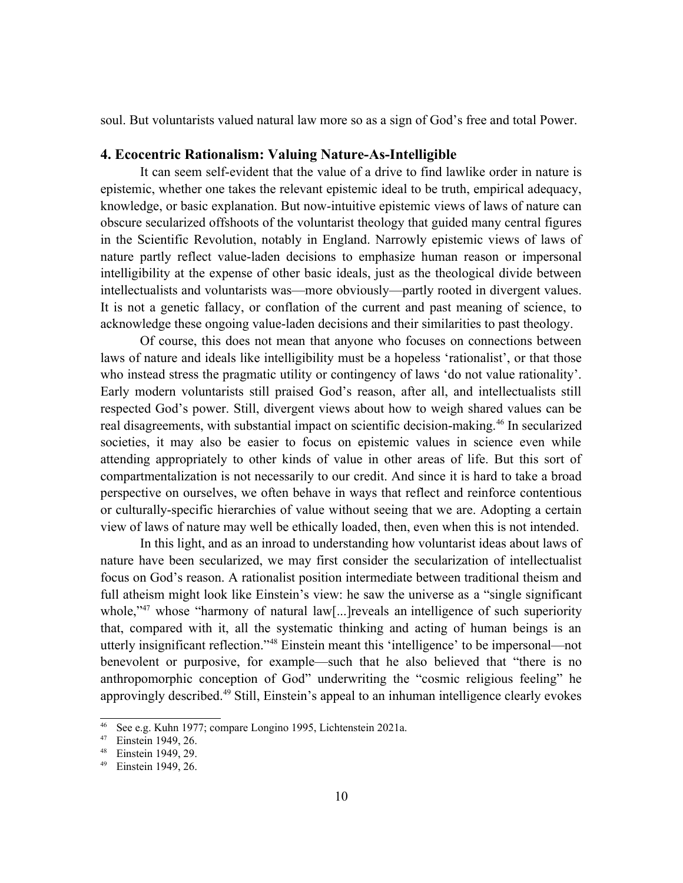soul. But voluntarists valued natural law more so as a sign of God's free and total Power.

### 4. Ecocentric Rationalism: Valuing Nature-As-Intelligible

It can seem self-evident that the value of a drive to find lawlike order in nature is epistemic, whether one takes the relevant epistemic ideal to be truth, empirical adequacy, knowledge, or basic explanation. But now-intuitive epistemic views of laws of nature can obscure secularized offshoots of the voluntarist theology that guided many central figures in the Scientific Revolution, notably in England. Narrowly epistemic views of laws of nature partly reflect value-laden decisions to emphasize human reason or impersonal intelligibility at the expense of other basic ideals, just as the theological divide between intellectualists and voluntarists was—more obviously—partly rooted in divergent values. It is not a genetic fallacy, or conflation of the current and past meaning of science, to acknowledge these ongoing value-laden decisions and their similarities to past theology.

Of course, this does not mean that anyone who focuses on connections between laws of nature and ideals like intelligibility must be a hopeless 'rationalist', or that those who instead stress the pragmatic utility or contingency of laws 'do not value rationality'. Early modern voluntarists still praised God's reason, after all, and intellectualists still respected God's power. Still, divergent views about how to weigh shared values can be real disagreements, with substantial impact on scientific decision-making.[46] In secularized societies, it may also be easier to focus on epistemic values in science even while attending appropriately to other kinds of value in other areas of life. But this sort of compartmentalization is not necessarily to our credit. And since it is hard to take a broad perspective on ourselves, we often behave in ways that reflect and reinforce contentious or culturally-specific hierarchies of value without seeing that we are. Adopting a certain view of laws of nature may well be ethically loaded, then, even when this is not intended.

In this light, and as an inroad to understanding how voluntarist ideas about laws of nature have been secularized, we may first consider the secularization of intellectualist focus on God's reason. A rationalist position intermediate between traditional theism and full atheism might look like Einstein's view: he saw the universe as a "single significant whole,"[47] whose "harmony of natural law[...]reveals an intelligence of such superiority that, compared with it, all the systematic thinking and acting of human beings is an utterly insignificant reflection."[48] Einstein meant this 'intelligence' to be impersonal—not benevolent or purposive, for example—such that he also believed that "there is no anthropomorphic conception of God" underwriting the "cosmic religious feeling" he approvingly described.[49] Still, Einstein's appeal to an inhuman intelligence clearly evokes

---

[46] See e.g. Kuhn 1977; compare Longino 1995, Lichtenstein 2021a.

[47] Einstein 1949, 26.

[48] Einstein 1949, 29.

[49] Einstein 1949, 26.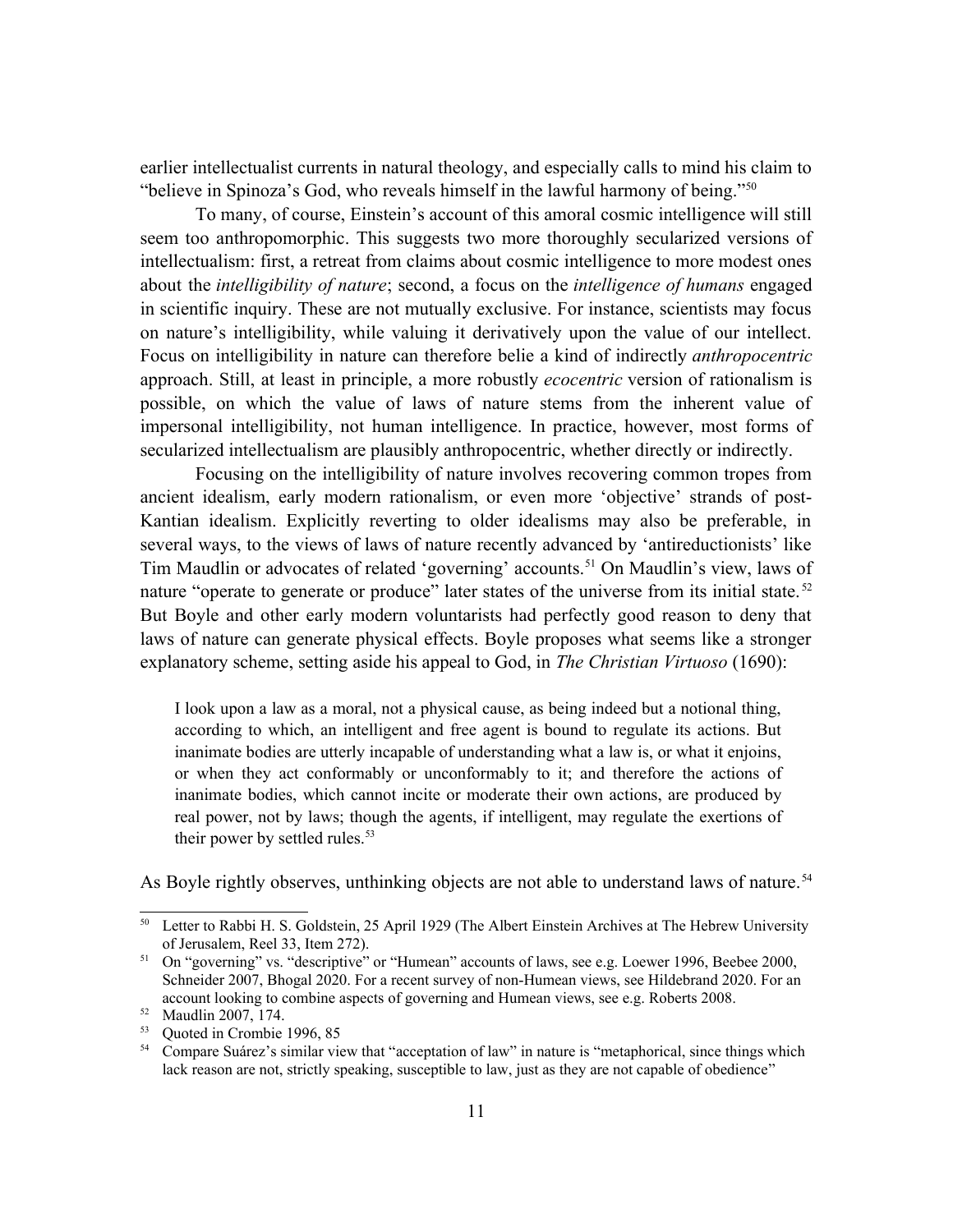earlier intellectualist currents in natural theology, and especially calls to mind his claim to "believe in Spinoza's God, who reveals himself in the lawful harmony of being."[50]

To many, of course, Einstein's account of this amoral cosmic intelligence will still seem too anthropomorphic. This suggests two more thoroughly secularized versions of intellectualism: first, a retreat from claims about cosmic intelligence to more modest ones about the *intelligibility of nature*; second, a focus on the *intelligence of humans* engaged in scientific inquiry. These are not mutually exclusive. For instance, scientists may focus on nature's intelligibility, while valuing it derivatively upon the value of our intellect. Focus on intelligibility in nature can therefore belie a kind of indirectly *anthropocentric* approach. Still, at least in principle, a more robustly *ecocentric* version of rationalism is possible, on which the value of laws of nature stems from the inherent value of impersonal intelligibility, not human intelligence. In practice, however, most forms of secularized intellectualism are plausibly anthropocentric, whether directly or indirectly.

Focusing on the intelligibility of nature involves recovering common tropes from ancient idealism, early modern rationalism, or even more 'objective' strands of post-Kantian idealism. Explicitly reverting to older idealisms may also be preferable, in several ways, to the views of laws of nature recently advanced by 'antireductionists' like Tim Maudlin or advocates of related 'governing' accounts.[51] On Maudlin's view, laws of nature "operate to generate or produce" later states of the universe from its initial state.[52] But Boyle and other early modern voluntarists had perfectly good reason to deny that laws of nature can generate physical effects. Boyle proposes what seems like a stronger explanatory scheme, setting aside his appeal to God, in *The Christian Virtuoso* (1690):

> I look upon a law as a moral, not a physical cause, as being indeed but a notional thing, according to which, an intelligent and free agent is bound to regulate its actions. But inanimate bodies are utterly incapable of understanding what a law is, or what it enjoins, or when they act conformably or unconformably to it; and therefore the actions of inanimate bodies, which cannot incite or moderate their own actions, are produced by real power, not by laws; though the agents, if intelligent, may regulate the exertions of their power by settled rules.[53]

As Boyle rightly observes, unthinking objects are not able to understand laws of nature.[54]

---

[50] Letter to Rabbi H. S. Goldstein, 25 April 1929 (The Albert Einstein Archives at The Hebrew University of Jerusalem, Reel 33, Item 272).

[51] On "governing" vs. "descriptive" or "Humean" accounts of laws, see e.g. Loewer 1996, Beebee 2000, Schneider 2007, Bhogal 2020. For a recent survey of non-Humean views, see Hildebrand 2020. For an account looking to combine aspects of governing and Humean views, see e.g. Roberts 2008.

[52] Maudlin 2007, 174.

[53] Quoted in Crombie 1996, 85

[54] Compare Suárez's similar view that "acceptation of law" in nature is "metaphorical, since things which lack reason are not, strictly speaking, susceptible to law, just as they are not capable of obedience"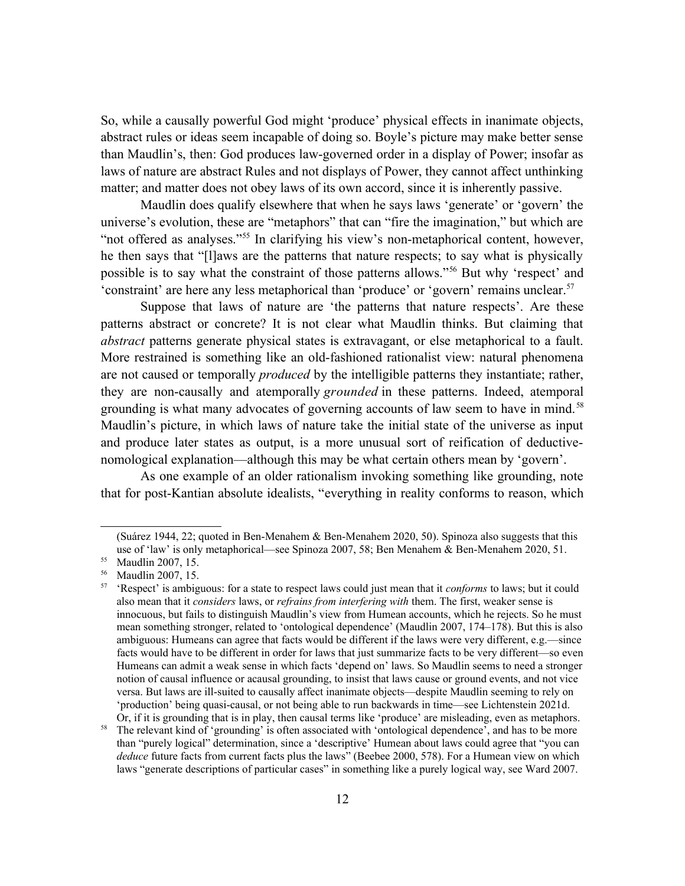So, while a causally powerful God might 'produce' physical effects in inanimate objects, abstract rules or ideas seem incapable of doing so. Boyle's picture may make better sense than Maudlin's, then: God produces law-governed order in a display of Power; insofar as laws of nature are abstract Rules and not displays of Power, they cannot affect unthinking matter; and matter does not obey laws of its own accord, since it is inherently passive.

Maudlin does qualify elsewhere that when he says laws 'generate' or 'govern' the universe's evolution, these are "metaphors" that can "fire the imagination," but which are "not offered as analyses."[55] In clarifying his view's non-metaphorical content, however, he then says that "[l]aws are the patterns that nature respects; to say what is physically possible is to say what the constraint of those patterns allows."[56] But why 'respect' and 'constraint' are here any less metaphorical than 'produce' or 'govern' remains unclear.[57]

Suppose that laws of nature are 'the patterns that nature respects'. Are these patterns abstract or concrete? It is not clear what Maudlin thinks. But claiming that *abstract* patterns generate physical states is extravagant, or else metaphorical to a fault. More restrained is something like an old-fashioned rationalist view: natural phenomena are not caused or temporally *produced* by the intelligible patterns they instantiate; rather, they are non-causally and atemporally *grounded* in these patterns. Indeed, atemporal grounding is what many advocates of governing accounts of law seem to have in mind.[58] Maudlin's picture, in which laws of nature take the initial state of the universe as input and produce later states as output, is a more unusual sort of reification of deductive-nomological explanation—although this may be what certain others mean by 'govern'.

As one example of an older rationalism invoking something like grounding, note that for post-Kantian absolute idealists, "everything in reality conforms to reason, which

(Suárez 1944, 22; quoted in Ben-Menahem & Ben-Menahem 2020, 50). Spinoza also suggests that this use of 'law' is only metaphorical—see Spinoza 2007, 58; Ben Menahem & Ben-Menahem 2020, 51.

[55] Maudlin 2007, 15.

[56] Maudlin 2007, 15.

[57] 'Respect' is ambiguous: for a state to respect laws could just mean that it *conforms* to laws; but it could also mean that it *considers* laws, or *refrains from interfering with* them. The first, weaker sense is innocuous, but fails to distinguish Maudlin's view from Humean accounts, which he rejects. So he must mean something stronger, related to 'ontological dependence' (Maudlin 2007, 174–178). But this is also ambiguous: Humeans can agree that facts would be different if the laws were very different, e.g.—since facts would have to be different in order for laws that just summarize facts to be very different—so even Humeans can admit a weak sense in which facts 'depend on' laws. So Maudlin seems to need a stronger notion of causal influence or acausal grounding, to insist that laws cause or ground events, and not vice versa. But laws are ill-suited to causally affect inanimate objects—despite Maudlin seeming to rely on 'production' being quasi-causal, or not being able to run backwards in time—see Lichtenstein 2021d. Or, if it is grounding that is in play, then causal terms like 'produce' are misleading, even as metaphors.

[58] The relevant kind of 'grounding' is often associated with 'ontological dependence', and has to be more than "purely logical" determination, since a 'descriptive' Humean about laws could agree that "you can *deduce* future facts from current facts plus the laws" (Beebee 2000, 578). For a Humean view on which laws "generate descriptions of particular cases" in something like a purely logical way, see Ward 2007.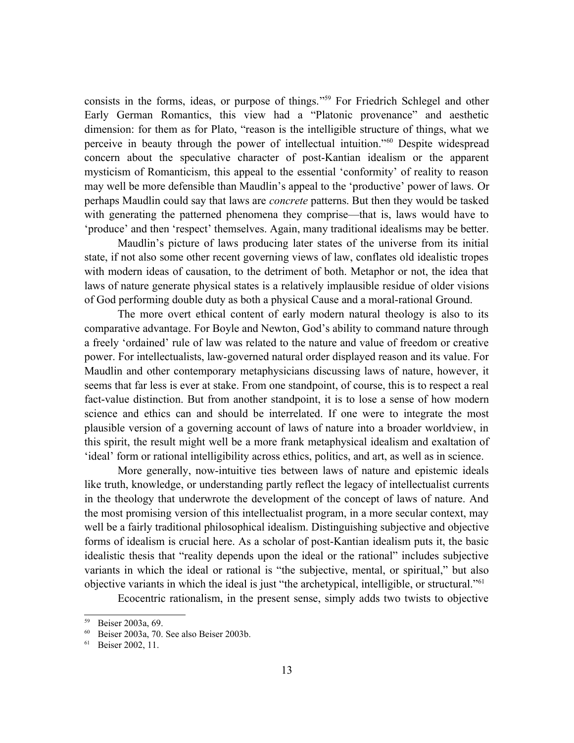consists in the forms, ideas, or purpose of things."[59] For Friedrich Schlegel and other Early German Romantics, this view had a "Platonic provenance" and aesthetic dimension: for them as for Plato, "reason is the intelligible structure of things, what we perceive in beauty through the power of intellectual intuition."[60] Despite widespread concern about the speculative character of post-Kantian idealism or the apparent mysticism of Romanticism, this appeal to the essential 'conformity' of reality to reason may well be more defensible than Maudlin's appeal to the 'productive' power of laws. Or perhaps Maudlin could say that laws are *concrete* patterns. But then they would be tasked with generating the patterned phenomena they comprise—that is, laws would have to 'produce' and then 'respect' themselves. Again, many traditional idealisms may be better.

Maudlin's picture of laws producing later states of the universe from its initial state, if not also some other recent governing views of law, conflates old idealistic tropes with modern ideas of causation, to the detriment of both. Metaphor or not, the idea that laws of nature generate physical states is a relatively implausible residue of older visions of God performing double duty as both a physical Cause and a moral-rational Ground.

The more overt ethical content of early modern natural theology is also to its comparative advantage. For Boyle and Newton, God's ability to command nature through a freely 'ordained' rule of law was related to the nature and value of freedom or creative power. For intellectualists, law-governed natural order displayed reason and its value. For Maudlin and other contemporary metaphysicians discussing laws of nature, however, it seems that far less is ever at stake. From one standpoint, of course, this is to respect a real fact-value distinction. But from another standpoint, it is to lose a sense of how modern science and ethics can and should be interrelated. If one were to integrate the most plausible version of a governing account of laws of nature into a broader worldview, in this spirit, the result might well be a more frank metaphysical idealism and exaltation of 'ideal' form or rational intelligibility across ethics, politics, and art, as well as in science.

More generally, now-intuitive ties between laws of nature and epistemic ideals like truth, knowledge, or understanding partly reflect the legacy of intellectualist currents in the theology that underwrote the development of the concept of laws of nature. And the most promising version of this intellectualist program, in a more secular context, may well be a fairly traditional philosophical idealism. Distinguishing subjective and objective forms of idealism is crucial here. As a scholar of post-Kantian idealism puts it, the basic idealistic thesis that "reality depends upon the ideal or the rational" includes subjective variants in which the ideal or rational is "the subjective, mental, or spiritual," but also objective variants in which the ideal is just "the archetypical, intelligible, or structural."[61]

Ecocentric rationalism, in the present sense, simply adds two twists to objective

---

[59] Beiser 2003a, 69.

[60] Beiser 2003a, 70. See also Beiser 2003b.

[61] Beiser 2002, 11.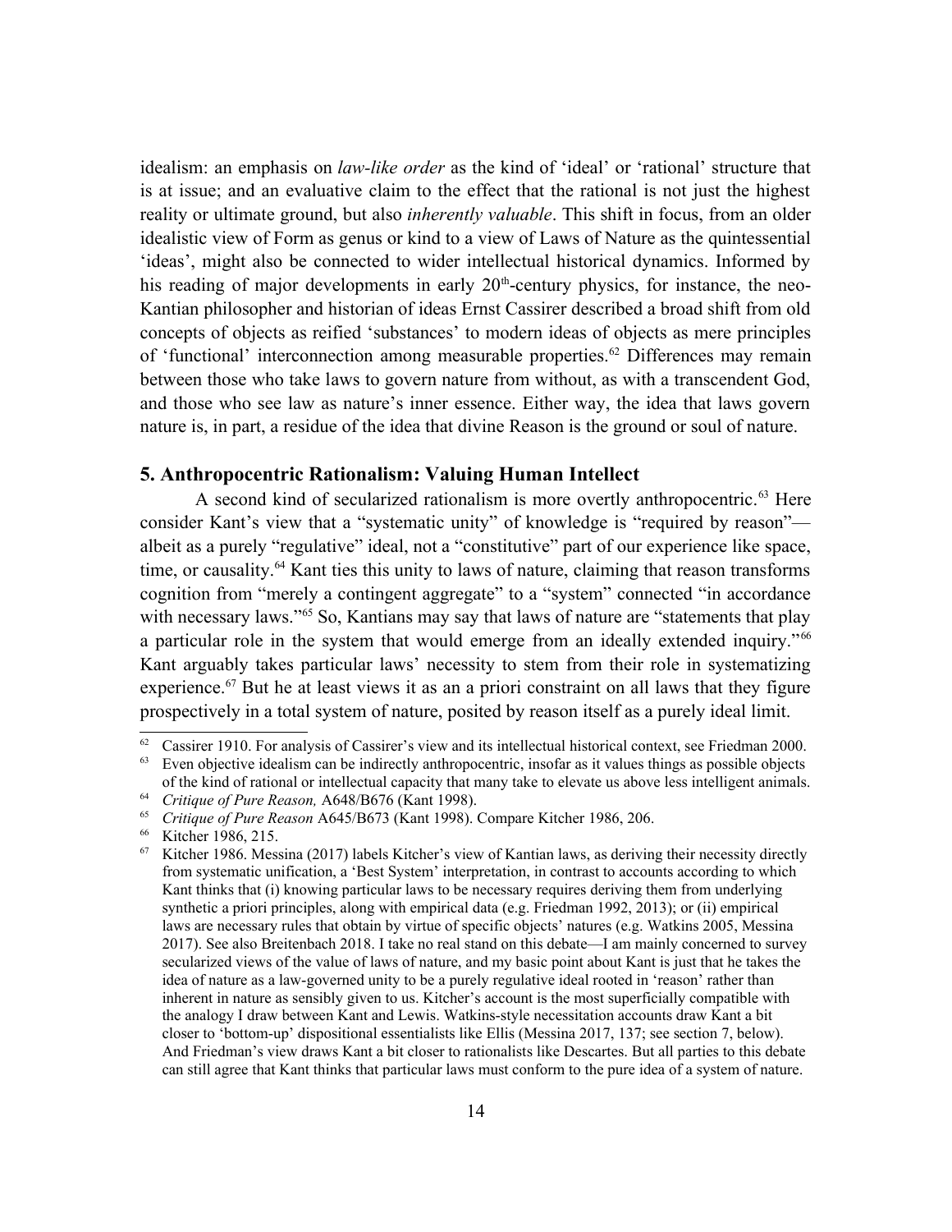idealism: an emphasis on *law-like order* as the kind of 'ideal' or 'rational' structure that is at issue; and an evaluative claim to the effect that the rational is not just the highest reality or ultimate ground, but also *inherently valuable*. This shift in focus, from an older idealistic view of Form as genus or kind to a view of Laws of Nature as the quintessential 'ideas', might also be connected to wider intellectual historical dynamics. Informed by his reading of major developments in early 20th-century physics, for instance, the neo-Kantian philosopher and historian of ideas Ernst Cassirer described a broad shift from old concepts of objects as reified 'substances' to modern ideas of objects as mere principles of 'functional' interconnection among measurable properties.[62] Differences may remain between those who take laws to govern nature from without, as with a transcendent God, and those who see law as nature's inner essence. Either way, the idea that laws govern nature is, in part, a residue of the idea that divine Reason is the ground or soul of nature.

## 5. Anthropocentric Rationalism: Valuing Human Intellect

A second kind of secularized rationalism is more overtly anthropocentric.[63] Here consider Kant's view that a "systematic unity" of knowledge is "required by reason"—albeit as a purely "regulative" ideal, not a "constitutive" part of our experience like space, time, or causality.[64] Kant ties this unity to laws of nature, claiming that reason transforms cognition from "merely a contingent aggregate" to a "system" connected "in accordance with necessary laws."[65] So, Kantians may say that laws of nature are "statements that play a particular role in the system that would emerge from an ideally extended inquiry."[66] Kant arguably takes particular laws' necessity to stem from their role in systematizing experience.[67] But he at least views it as an a priori constraint on all laws that they figure prospectively in a total system of nature, posited by reason itself as a purely ideal limit.

---

[62] Cassirer 1910. For analysis of Cassirer's view and its intellectual historical context, see Friedman 2000.

[63] Even objective idealism can be indirectly anthropocentric, insofar as it values things as possible objects of the kind of rational or intellectual capacity that many take to elevate us above less intelligent animals.

[64] *Critique of Pure Reason,* A648/B676 (Kant 1998).

[65] *Critique of Pure Reason* A645/B673 (Kant 1998). Compare Kitcher 1986, 206.

[66] Kitcher 1986, 215.

[67] Kitcher 1986. Messina (2017) labels Kitcher's view of Kantian laws, as deriving their necessity directly from systematic unification, a 'Best System' interpretation, in contrast to accounts according to which Kant thinks that (i) knowing particular laws to be necessary requires deriving them from underlying synthetic a priori principles, along with empirical data (e.g. Friedman 1992, 2013); or (ii) empirical laws are necessary rules that obtain by virtue of specific objects' natures (e.g. Watkins 2005, Messina 2017). See also Breitenbach 2018. I take no real stand on this debate—I am mainly concerned to survey secularized views of the value of laws of nature, and my basic point about Kant is just that he takes the idea of nature as a law-governed unity to be a purely regulative ideal rooted in 'reason' rather than inherent in nature as sensibly given to us. Kitcher's account is the most superficially compatible with the analogy I draw between Kant and Lewis. Watkins-style necessitation accounts draw Kant a bit closer to 'bottom-up' dispositional essentialists like Ellis (Messina 2017, 137; see section 7, below). And Friedman's view draws Kant a bit closer to rationalists like Descartes. But all parties to this debate can still agree that Kant thinks that particular laws must conform to the pure idea of a system of nature.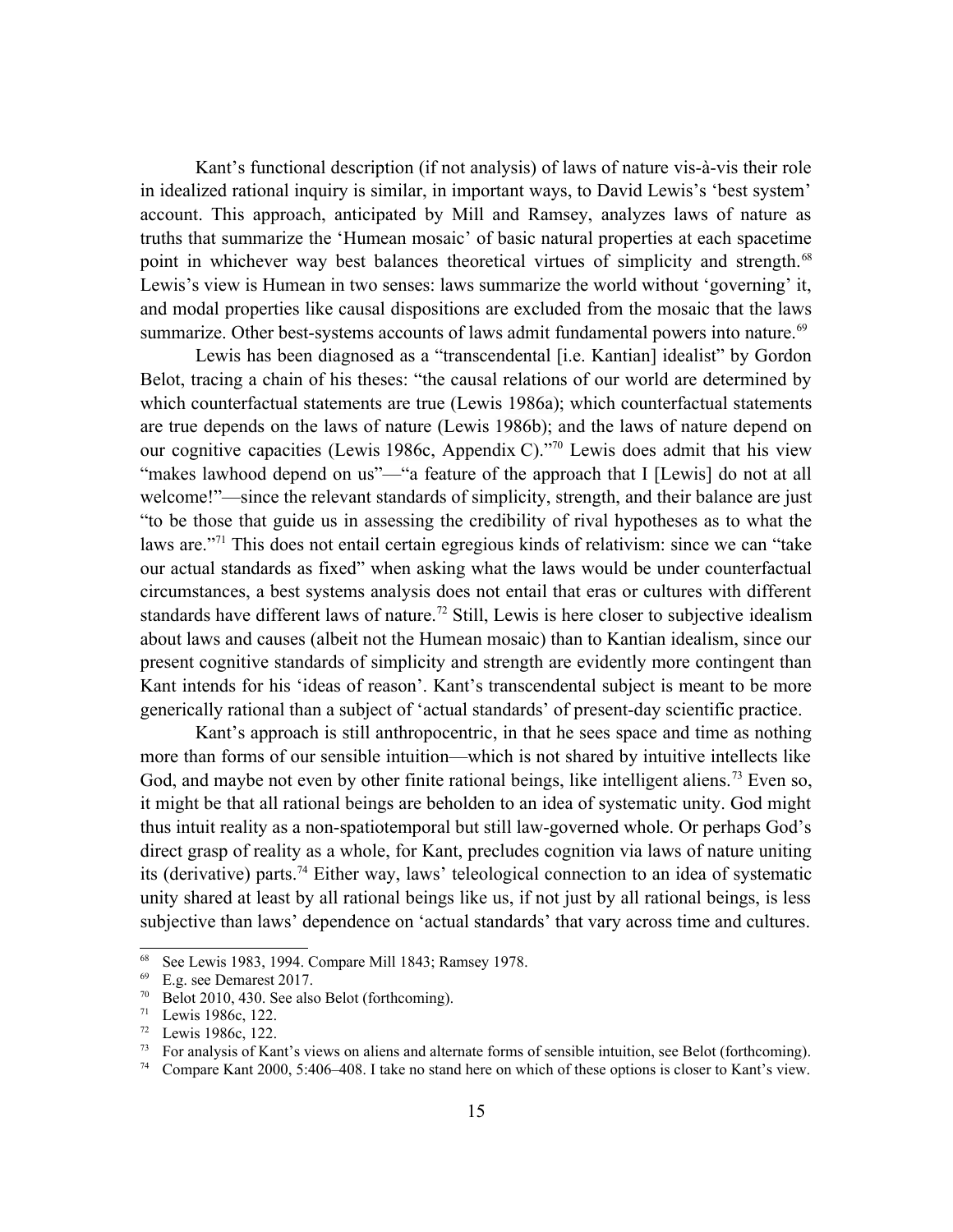Kant's functional description (if not analysis) of laws of nature vis-à-vis their role in idealized rational inquiry is similar, in important ways, to David Lewis's 'best system' account. This approach, anticipated by Mill and Ramsey, analyzes laws of nature as truths that summarize the 'Humean mosaic' of basic natural properties at each spacetime point in whichever way best balances theoretical virtues of simplicity and strength.[68] Lewis's view is Humean in two senses: laws summarize the world without 'governing' it, and modal properties like causal dispositions are excluded from the mosaic that the laws summarize. Other best-systems accounts of laws admit fundamental powers into nature.[69]

Lewis has been diagnosed as a "transcendental [i.e. Kantian] idealist" by Gordon Belot, tracing a chain of his theses: "the causal relations of our world are determined by which counterfactual statements are true (Lewis 1986a); which counterfactual statements are true depends on the laws of nature (Lewis 1986b); and the laws of nature depend on our cognitive capacities (Lewis 1986c, Appendix C)."[70] Lewis does admit that his view "makes lawhood depend on us"—"a feature of the approach that I [Lewis] do not at all welcome!"—since the relevant standards of simplicity, strength, and their balance are just "to be those that guide us in assessing the credibility of rival hypotheses as to what the laws are."[71] This does not entail certain egregious kinds of relativism: since we can "take our actual standards as fixed" when asking what the laws would be under counterfactual circumstances, a best systems analysis does not entail that eras or cultures with different standards have different laws of nature.[72] Still, Lewis is here closer to subjective idealism about laws and causes (albeit not the Humean mosaic) than to Kantian idealism, since our present cognitive standards of simplicity and strength are evidently more contingent than Kant intends for his 'ideas of reason'. Kant's transcendental subject is meant to be more generically rational than a subject of 'actual standards' of present-day scientific practice.

Kant's approach is still anthropocentric, in that he sees space and time as nothing more than forms of our sensible intuition—which is not shared by intuitive intellects like God, and maybe not even by other finite rational beings, like intelligent aliens.[73] Even so, it might be that all rational beings are beholden to an idea of systematic unity. God might thus intuit reality as a non-spatiotemporal but still law-governed whole. Or perhaps God's direct grasp of reality as a whole, for Kant, precludes cognition via laws of nature uniting its (derivative) parts.[74] Either way, laws' teleological connection to an idea of systematic unity shared at least by all rational beings like us, if not just by all rational beings, is less subjective than laws' dependence on 'actual standards' that vary across time and cultures.

---

[68] See Lewis 1983, 1994. Compare Mill 1843; Ramsey 1978.

[69] E.g. see Demarest 2017.

[70] Belot 2010, 430. See also Belot (forthcoming).

[71] Lewis 1986c, 122.

[72] Lewis 1986c, 122.

[73] For analysis of Kant's views on aliens and alternate forms of sensible intuition, see Belot (forthcoming).

[74] Compare Kant 2000, 5:406–408. I take no stand here on which of these options is closer to Kant's view.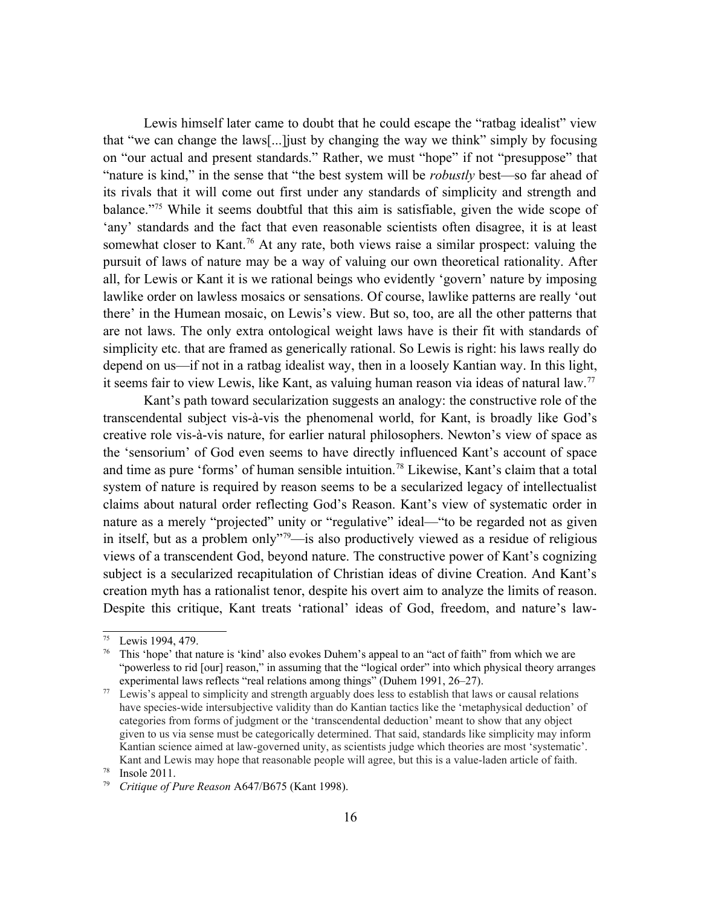Lewis himself later came to doubt that he could escape the "ratbag idealist" view that "we can change the laws[...]just by changing the way we think" simply by focusing on "our actual and present standards." Rather, we must "hope" if not "presuppose" that "nature is kind," in the sense that "the best system will be *robustly* best—so far ahead of its rivals that it will come out first under any standards of simplicity and strength and balance."[75] While it seems doubtful that this aim is satisfiable, given the wide scope of 'any' standards and the fact that even reasonable scientists often disagree, it is at least somewhat closer to Kant.[76] At any rate, both views raise a similar prospect: valuing the pursuit of laws of nature may be a way of valuing our own theoretical rationality. After all, for Lewis or Kant it is we rational beings who evidently 'govern' nature by imposing lawlike order on lawless mosaics or sensations. Of course, lawlike patterns are really 'out there' in the Humean mosaic, on Lewis's view. But so, too, are all the other patterns that are not laws. The only extra ontological weight laws have is their fit with standards of simplicity etc. that are framed as generically rational. So Lewis is right: his laws really do depend on us—if not in a ratbag idealist way, then in a loosely Kantian way. In this light, it seems fair to view Lewis, like Kant, as valuing human reason via ideas of natural law.[77]

Kant's path toward secularization suggests an analogy: the constructive role of the transcendental subject vis-à-vis the phenomenal world, for Kant, is broadly like God's creative role vis-à-vis nature, for earlier natural philosophers. Newton's view of space as the 'sensorium' of God even seems to have directly influenced Kant's account of space and time as pure 'forms' of human sensible intuition.[78] Likewise, Kant's claim that a total system of nature is required by reason seems to be a secularized legacy of intellectualist claims about natural order reflecting God's Reason. Kant's view of systematic order in nature as a merely "projected" unity or "regulative" ideal—"to be regarded not as given in itself, but as a problem only"[79]—is also productively viewed as a residue of religious views of a transcendent God, beyond nature. The constructive power of Kant's cognizing subject is a secularized recapitulation of Christian ideas of divine Creation. And Kant's creation myth has a rationalist tenor, despite his overt aim to analyze the limits of reason. Despite this critique, Kant treats 'rational' ideas of God, freedom, and nature's law-

---

[75] Lewis 1994, 479.

[76] This 'hope' that nature is 'kind' also evokes Duhem's appeal to an "act of faith" from which we are "powerless to rid [our] reason," in assuming that the "logical order" into which physical theory arranges experimental laws reflects "real relations among things" (Duhem 1991, 26–27).

[77] Lewis's appeal to simplicity and strength arguably does less to establish that laws or causal relations have species-wide intersubjective validity than do Kantian tactics like the 'metaphysical deduction' of categories from forms of judgment or the 'transcendental deduction' meant to show that any object given to us via sense must be categorically determined. That said, standards like simplicity may inform Kantian science aimed at law-governed unity, as scientists judge which theories are most 'systematic'. Kant and Lewis may hope that reasonable people will agree, but this is a value-laden article of faith.

[78] Insole 2011.

[79] *Critique of Pure Reason* A647/B675 (Kant 1998).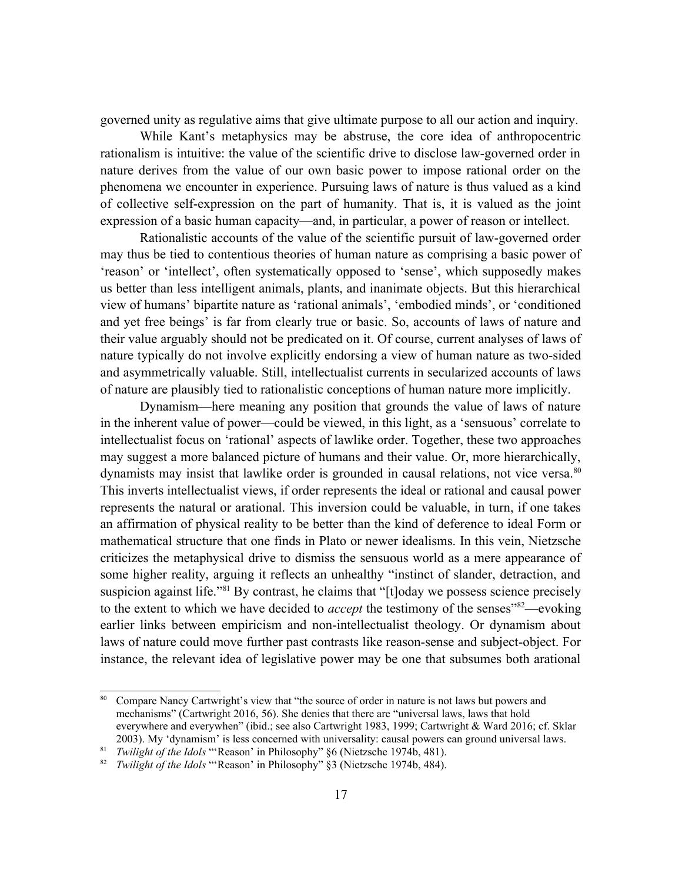governed unity as regulative aims that give ultimate purpose to all our action and inquiry.

While Kant's metaphysics may be abstruse, the core idea of anthropocentric rationalism is intuitive: the value of the scientific drive to disclose law-governed order in nature derives from the value of our own basic power to impose rational order on the phenomena we encounter in experience. Pursuing laws of nature is thus valued as a kind of collective self-expression on the part of humanity. That is, it is valued as the joint expression of a basic human capacity—and, in particular, a power of reason or intellect.

Rationalistic accounts of the value of the scientific pursuit of law-governed order may thus be tied to contentious theories of human nature as comprising a basic power of 'reason' or 'intellect', often systematically opposed to 'sense', which supposedly makes us better than less intelligent animals, plants, and inanimate objects. But this hierarchical view of humans' bipartite nature as 'rational animals', 'embodied minds', or 'conditioned and yet free beings' is far from clearly true or basic. So, accounts of laws of nature and their value arguably should not be predicated on it. Of course, current analyses of laws of nature typically do not involve explicitly endorsing a view of human nature as two-sided and asymmetrically valuable. Still, intellectualist currents in secularized accounts of laws of nature are plausibly tied to rationalistic conceptions of human nature more implicitly.

Dynamism—here meaning any position that grounds the value of laws of nature in the inherent value of power—could be viewed, in this light, as a 'sensuous' correlate to intellectualist focus on 'rational' aspects of lawlike order. Together, these two approaches may suggest a more balanced picture of humans and their value. Or, more hierarchically, dynamists may insist that lawlike order is grounded in causal relations, not vice versa.[80] This inverts intellectualist views, if order represents the ideal or rational and causal power represents the natural or arational. This inversion could be valuable, in turn, if one takes an affirmation of physical reality to be better than the kind of deference to ideal Form or mathematical structure that one finds in Plato or newer idealisms. In this vein, Nietzsche criticizes the metaphysical drive to dismiss the sensuous world as a mere appearance of some higher reality, arguing it reflects an unhealthy "instinct of slander, detraction, and suspicion against life."[81] By contrast, he claims that "[t]oday we possess science precisely to the extent to which we have decided to *accept* the testimony of the senses"[82]—evoking earlier links between empiricism and non-intellectualist theology. Or dynamism about laws of nature could move further past contrasts like reason-sense and subject-object. For instance, the relevant idea of legislative power may be one that subsumes both arational

---

[80] Compare Nancy Cartwright's view that "the source of order in nature is not laws but powers and mechanisms" (Cartwright 2016, 56). She denies that there are "universal laws, laws that hold everywhere and everywhen" (ibid.; see also Cartwright 1983, 1999; Cartwright & Ward 2016; cf. Sklar 2003). My 'dynamism' is less concerned with universality: causal powers can ground universal laws.

[81] *Twilight of the Idols* "'Reason' in Philosophy" §6 (Nietzsche 1974b, 481).

[82] *Twilight of the Idols* "'Reason' in Philosophy" §3 (Nietzsche 1974b, 484).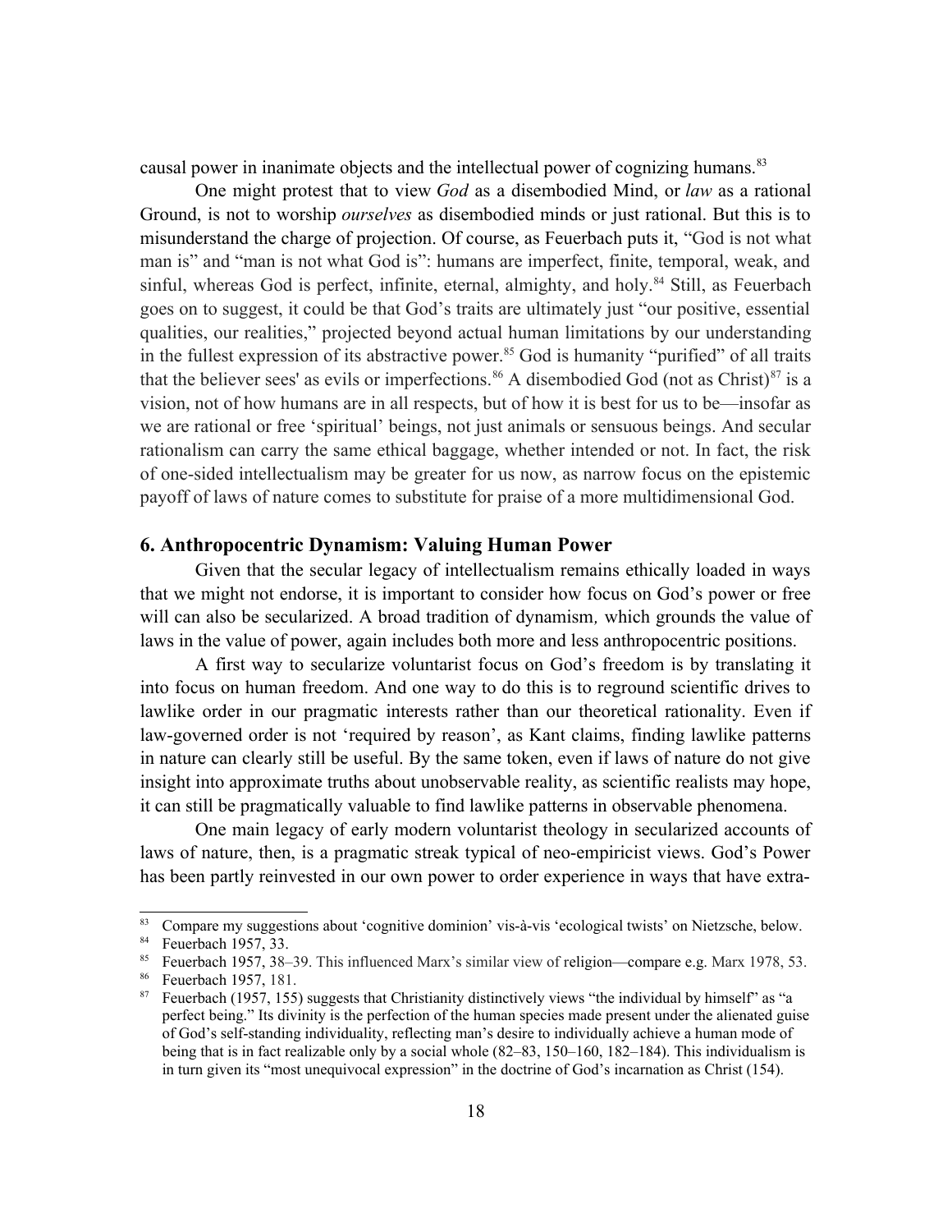causal power in inanimate objects and the intellectual power of cognizing humans.[83]

One might protest that to view *God* as a disembodied Mind, or *law* as a rational Ground, is not to worship *ourselves* as disembodied minds or just rational. But this is to misunderstand the charge of projection. Of course, as Feuerbach puts it, "God is not what man is" and "man is not what God is": humans are imperfect, finite, temporal, weak, and sinful, whereas God is perfect, infinite, eternal, almighty, and holy.[84] Still, as Feuerbach goes on to suggest, it could be that God's traits are ultimately just "our positive, essential qualities, our realities," projected beyond actual human limitations by our understanding in the fullest expression of its abstractive power.[85] God is humanity "purified" of all traits that the believer sees' as evils or imperfections.[86] A disembodied God (not as Christ)[87] is a vision, not of how humans are in all respects, but of how it is best for us to be—insofar as we are rational or free 'spiritual' beings, not just animals or sensuous beings. And secular rationalism can carry the same ethical baggage, whether intended or not. In fact, the risk of one-sided intellectualism may be greater for us now, as narrow focus on the epistemic payoff of laws of nature comes to substitute for praise of a more multidimensional God.

## 6. Anthropocentric Dynamism: Valuing Human Power

Given that the secular legacy of intellectualism remains ethically loaded in ways that we might not endorse, it is important to consider how focus on God's power or free will can also be secularized. A broad tradition of dynamism*,* which grounds the value of laws in the value of power, again includes both more and less anthropocentric positions.

A first way to secularize voluntarist focus on God's freedom is by translating it into focus on human freedom. And one way to do this is to reground scientific drives to lawlike order in our pragmatic interests rather than our theoretical rationality. Even if law-governed order is not 'required by reason', as Kant claims, finding lawlike patterns in nature can clearly still be useful. By the same token, even if laws of nature do not give insight into approximate truths about unobservable reality, as scientific realists may hope, it can still be pragmatically valuable to find lawlike patterns in observable phenomena.

One main legacy of early modern voluntarist theology in secularized accounts of laws of nature, then, is a pragmatic streak typical of neo-empiricist views. God's Power has been partly reinvested in our own power to order experience in ways that have extra-

---

[83] Compare my suggestions about 'cognitive dominion' vis-à-vis 'ecological twists' on Nietzsche, below.

[84] Feuerbach 1957, 33.

[85] Feuerbach 1957, 38–39. This influenced Marx's similar view of religion—compare e.g. Marx 1978, 53.

[86] Feuerbach 1957, 181.

[87] Feuerbach (1957, 155) suggests that Christianity distinctively views "the individual by himself" as "a perfect being." Its divinity is the perfection of the human species made present under the alienated guise of God's self-standing individuality, reflecting man's desire to individually achieve a human mode of being that is in fact realizable only by a social whole (82–83, 150–160, 182–184). This individualism is in turn given its "most unequivocal expression" in the doctrine of God's incarnation as Christ (154).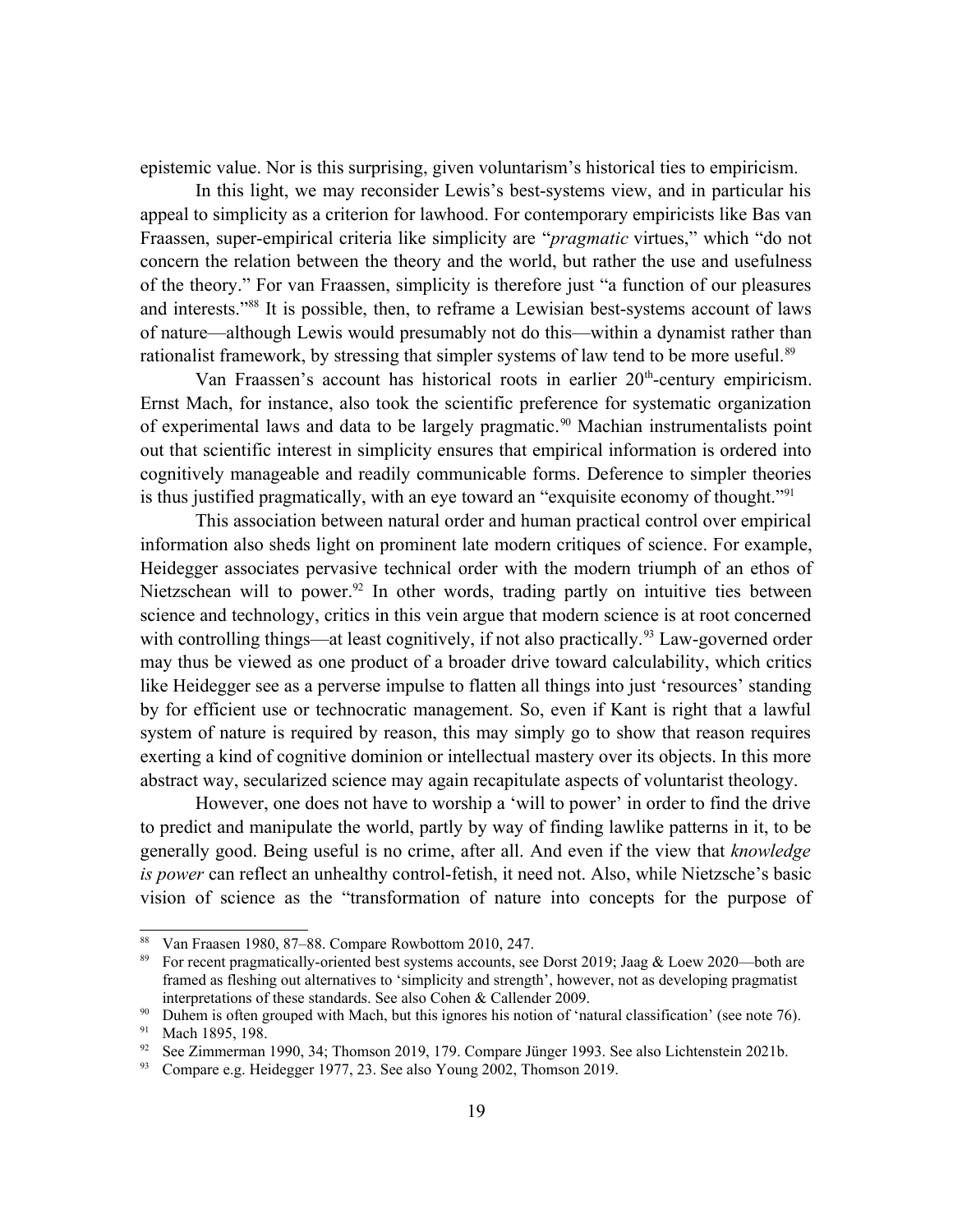epistemic value. Nor is this surprising, given voluntarism's historical ties to empiricism.

In this light, we may reconsider Lewis's best-systems view, and in particular his appeal to simplicity as a criterion for lawhood. For contemporary empiricists like Bas van Fraassen, super-empirical criteria like simplicity are "*pragmatic* virtues," which "do not concern the relation between the theory and the world, but rather the use and usefulness of the theory." For van Fraassen, simplicity is therefore just "a function of our pleasures and interests."[88] It is possible, then, to reframe a Lewisian best-systems account of laws of nature—although Lewis would presumably not do this—within a dynamist rather than rationalist framework, by stressing that simpler systems of law tend to be more useful.[89]

Van Fraassen's account has historical roots in earlier 20th-century empiricism. Ernst Mach, for instance, also took the scientific preference for systematic organization of experimental laws and data to be largely pragmatic.[90] Machian instrumentalists point out that scientific interest in simplicity ensures that empirical information is ordered into cognitively manageable and readily communicable forms. Deference to simpler theories is thus justified pragmatically, with an eye toward an "exquisite economy of thought."[91]

This association between natural order and human practical control over empirical information also sheds light on prominent late modern critiques of science. For example, Heidegger associates pervasive technical order with the modern triumph of an ethos of Nietzschean will to power.[92] In other words, trading partly on intuitive ties between science and technology, critics in this vein argue that modern science is at root concerned with controlling things—at least cognitively, if not also practically.[93] Law-governed order may thus be viewed as one product of a broader drive toward calculability, which critics like Heidegger see as a perverse impulse to flatten all things into just 'resources' standing by for efficient use or technocratic management. So, even if Kant is right that a lawful system of nature is required by reason, this may simply go to show that reason requires exerting a kind of cognitive dominion or intellectual mastery over its objects. In this more abstract way, secularized science may again recapitulate aspects of voluntarist theology.

However, one does not have to worship a 'will to power' in order to find the drive to predict and manipulate the world, partly by way of finding lawlike patterns in it, to be generally good. Being useful is no crime, after all. And even if the view that *knowledge is power* can reflect an unhealthy control-fetish, it need not. Also, while Nietzsche's basic vision of science as the "transformation of nature into concepts for the purpose of

---

[88] Van Fraassen 1980, 87–88. Compare Rowbottom 2010, 247.

[89] For recent pragmatically-oriented best systems accounts, see Dorst 2019; Jaag & Loew 2020—both are framed as fleshing out alternatives to 'simplicity and strength', however, not as developing pragmatist interpretations of these standards. See also Cohen & Callender 2009.

[90] Duhem is often grouped with Mach, but this ignores his notion of 'natural classification' (see note 76).

[91] Mach 1895, 198.

[92] See Zimmerman 1990, 34; Thomson 2019, 179. Compare Jünger 1993. See also Lichtenstein 2021b.

[93] Compare e.g. Heidegger 1977, 23. See also Young 2002, Thomson 2019.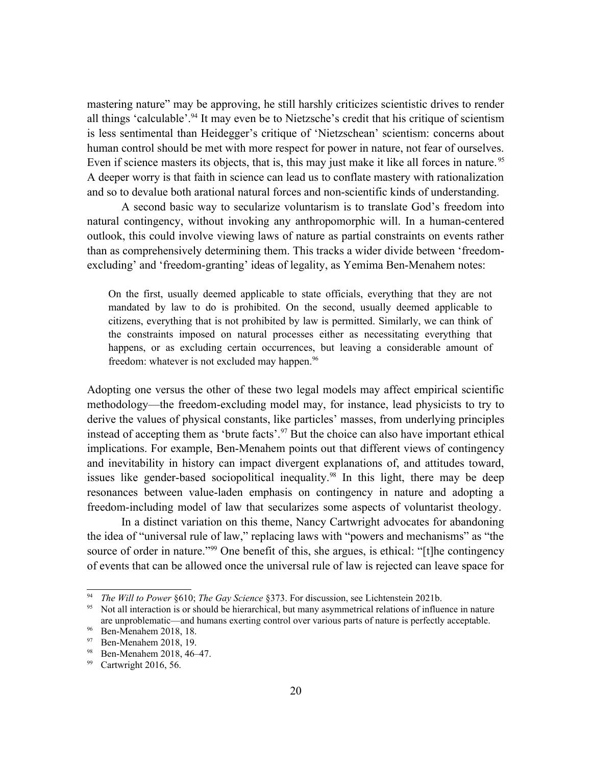mastering nature" may be approving, he still harshly criticizes scientistic drives to render all things 'calculable'.[94] It may even be to Nietzsche's credit that his critique of scientism is less sentimental than Heidegger's critique of 'Nietzschean' scientism: concerns about human control should be met with more respect for power in nature, not fear of ourselves. Even if science masters its objects, that is, this may just make it like all forces in nature.[95] A deeper worry is that faith in science can lead us to conflate mastery with rationalization and so to devalue both arational natural forces and non-scientific kinds of understanding.

A second basic way to secularize voluntarism is to translate God's freedom into natural contingency, without invoking any anthropomorphic will. In a human-centered outlook, this could involve viewing laws of nature as partial constraints on events rather than as comprehensively determining them. This tracks a wider divide between 'freedom-excluding' and 'freedom-granting' ideas of legality, as Yemima Ben-Menahem notes:

> On the first, usually deemed applicable to state officials, everything that they are not mandated by law to do is prohibited. On the second, usually deemed applicable to citizens, everything that is not prohibited by law is permitted. Similarly, we can think of the constraints imposed on natural processes either as necessitating everything that happens, or as excluding certain occurrences, but leaving a considerable amount of freedom: whatever is not excluded may happen.[96]

Adopting one versus the other of these two legal models may affect empirical scientific methodology—the freedom-excluding model may, for instance, lead physicists to try to derive the values of physical constants, like particles' masses, from underlying principles instead of accepting them as 'brute facts'.[97] But the choice can also have important ethical implications. For example, Ben-Menahem points out that different views of contingency and inevitability in history can impact divergent explanations of, and attitudes toward, issues like gender-based sociopolitical inequality.[98] In this light, there may be deep resonances between value-laden emphasis on contingency in nature and adopting a freedom-including model of law that secularizes some aspects of voluntarist theology.

In a distinct variation on this theme, Nancy Cartwright advocates for abandoning the idea of "universal rule of law," replacing laws with "powers and mechanisms" as "the source of order in nature."[99] One benefit of this, she argues, is ethical: "[t]he contingency of events that can be allowed once the universal rule of law is rejected can leave space for

---

[94] *The Will to Power* §610; *The Gay Science* §373. For discussion, see Lichtenstein 2021b.

[95] Not all interaction is or should be hierarchical, but many asymmetrical relations of influence in nature are unproblematic—and humans exerting control over various parts of nature is perfectly acceptable.

[96] Ben-Menahem 2018, 18.

[97] Ben-Menahem 2018, 19.

[98] Ben-Menahem 2018, 46–47.

[99] Cartwright 2016, 56.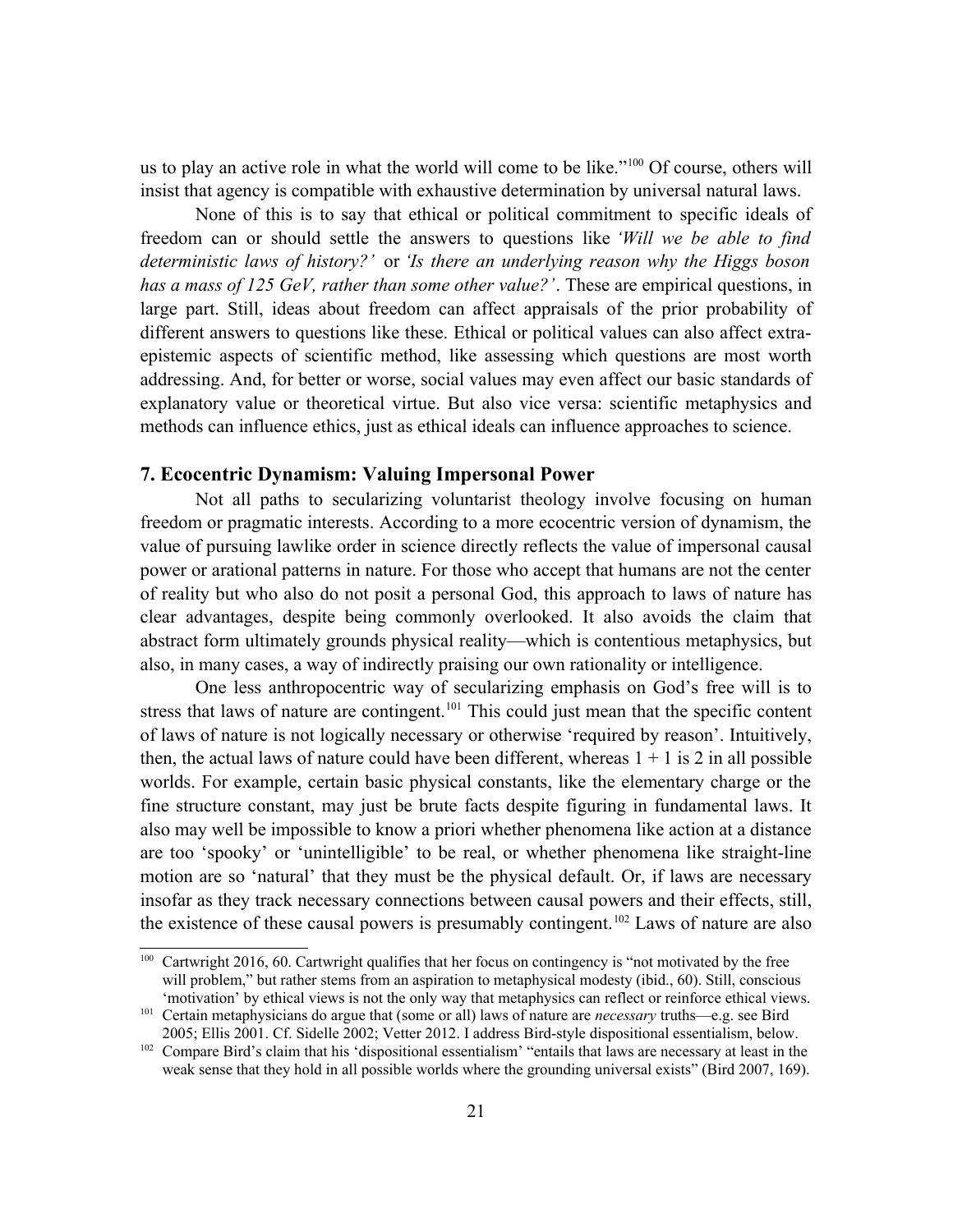us to play an active role in what the world will come to be like."[100] Of course, others will insist that agency is compatible with exhaustive determination by universal natural laws.

None of this is to say that ethical or political commitment to specific ideals of freedom can or should settle the answers to questions like *'Will we be able to find deterministic laws of history?'* or *'Is there an underlying reason why the Higgs boson has a mass of 125 GeV, rather than some other value?'*. These are empirical questions, in large part. Still, ideas about freedom can affect appraisals of the prior probability of different answers to questions like these. Ethical or political values can also affect extra-epistemic aspects of scientific method, like assessing which questions are most worth addressing. And, for better or worse, social values may even affect our basic standards of explanatory value or theoretical virtue. But also vice versa: scientific metaphysics and methods can influence ethics, just as ethical ideals can influence approaches to science.

## 7. Ecocentric Dynamism: Valuing Impersonal Power

Not all paths to secularizing voluntarist theology involve focusing on human freedom or pragmatic interests. According to a more ecocentric version of dynamism, the value of pursuing lawlike order in science directly reflects the value of impersonal causal power or arational patterns in nature. For those who accept that humans are not the center of reality but who also do not posit a personal God, this approach to laws of nature has clear advantages, despite being commonly overlooked. It also avoids the claim that abstract form ultimately grounds physical reality—which is contentious metaphysics, but also, in many cases, a way of indirectly praising our own rationality or intelligence.

One less anthropocentric way of secularizing emphasis on God's free will is to stress that laws of nature are contingent.[101] This could just mean that the specific content of laws of nature is not logically necessary or otherwise 'required by reason'. Intuitively, then, the actual laws of nature could have been different, whereas 1 + 1 is 2 in all possible worlds. For example, certain basic physical constants, like the elementary charge or the fine structure constant, may just be brute facts despite figuring in fundamental laws. It also may well be impossible to know a priori whether phenomena like action at a distance are too 'spooky' or 'unintelligible' to be real, or whether phenomena like straight-line motion are so 'natural' that they must be the physical default. Or, if laws are necessary insofar as they track necessary connections between causal powers and their effects, still, the existence of these causal powers is presumably contingent.[102] Laws of nature are also

---

[100] Cartwright 2016, 60. Cartwright qualifies that her focus on contingency is "not motivated by the free will problem," but rather stems from an aspiration to metaphysical modesty (ibid., 60). Still, conscious 'motivation' by ethical views is not the only way that metaphysics can reflect or reinforce ethical views.

[101] Certain metaphysicians do argue that (some or all) laws of nature are *necessary* truths—e.g. see Bird 2005; Ellis 2001. Cf. Sidelle 2002; Vetter 2012. I address Bird-style dispositional essentialism, below.

[102] Compare Bird's claim that his 'dispositional essentialism' "entails that laws are necessary at least in the weak sense that they hold in all possible worlds where the grounding universal exists" (Bird 2007, 169).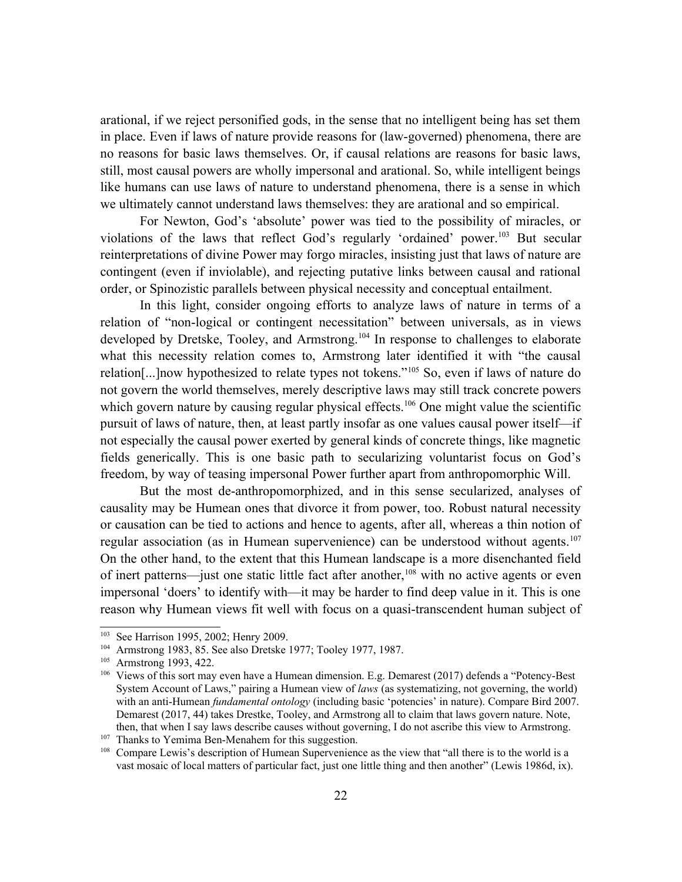arational, if we reject personified gods, in the sense that no intelligent being has set them in place. Even if laws of nature provide reasons for (law-governed) phenomena, there are no reasons for basic laws themselves. Or, if causal relations are reasons for basic laws, still, most causal powers are wholly impersonal and arational. So, while intelligent beings like humans can use laws of nature to understand phenomena, there is a sense in which we ultimately cannot understand laws themselves: they are arational and so empirical.

For Newton, God's 'absolute' power was tied to the possibility of miracles, or violations of the laws that reflect God's regularly 'ordained' power.[103] But secular reinterpretations of divine Power may forgo miracles, insisting just that laws of nature are contingent (even if inviolable), and rejecting putative links between causal and rational order, or Spinozistic parallels between physical necessity and conceptual entailment.

In this light, consider ongoing efforts to analyze laws of nature in terms of a relation of "non-logical or contingent necessitation" between universals, as in views developed by Dretske, Tooley, and Armstrong.[104] In response to challenges to elaborate what this necessity relation comes to, Armstrong later identified it with "the causal relation[...]now hypothesized to relate types not tokens."[105] So, even if laws of nature do not govern the world themselves, merely descriptive laws may still track concrete powers which govern nature by causing regular physical effects.[106] One might value the scientific pursuit of laws of nature, then, at least partly insofar as one values causal power itself—if not especially the causal power exerted by general kinds of concrete things, like magnetic fields generically. This is one basic path to secularizing voluntarist focus on God's freedom, by way of teasing impersonal Power further apart from anthropomorphic Will.

But the most de-anthropomorphized, and in this sense secularized, analyses of causality may be Humean ones that divorce it from power, too. Robust natural necessity or causation can be tied to actions and hence to agents, after all, whereas a thin notion of regular association (as in Humean supervenience) can be understood without agents.[107] On the other hand, to the extent that this Humean landscape is a more disenchanted field of inert patterns—just one static little fact after another,[108] with no active agents or even impersonal 'doers' to identify with—it may be harder to find deep value in it. This is one reason why Humean views fit well with focus on a quasi-transcendent human subject of

---

[103] See Harrison 1995, 2002; Henry 2009.

[104] Armstrong 1983, 85. See also Dretske 1977; Tooley 1977, 1987.

[105] Armstrong 1993, 422.

[106] Views of this sort may even have a Humean dimension. E.g. Demarest (2017) defends a "Potency-Best System Account of Laws," pairing a Humean view of *laws* (as systematizing, not governing, the world) with an anti-Humean *fundamental ontology* (including basic 'potencies' in nature). Compare Bird 2007. Demarest (2017, 44) takes Drestke, Tooley, and Armstrong all to claim that laws govern nature. Note, then, that when I say laws describe causes without governing, I do not ascribe this view to Armstrong.

[107] Thanks to Yemima Ben-Menahem for this suggestion.

[108] Compare Lewis's description of Humean Supervenience as the view that "all there is to the world is a vast mosaic of local matters of particular fact, just one little thing and then another" (Lewis 1986d, ix).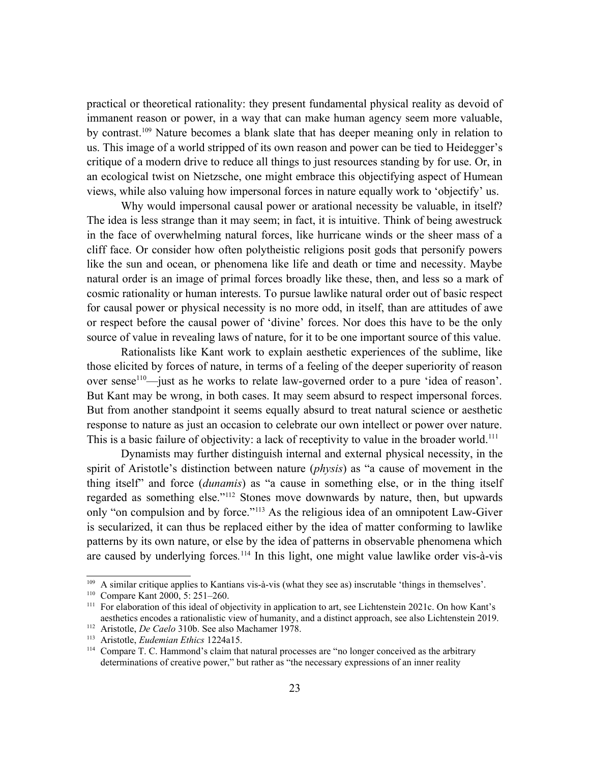practical or theoretical rationality: they present fundamental physical reality as devoid of immanent reason or power, in a way that can make human agency seem more valuable, by contrast.[109] Nature becomes a blank slate that has deeper meaning only in relation to us. This image of a world stripped of its own reason and power can be tied to Heidegger's critique of a modern drive to reduce all things to just resources standing by for use. Or, in an ecological twist on Nietzsche, one might embrace this objectifying aspect of Humean views, while also valuing how impersonal forces in nature equally work to 'objectify' us.

Why would impersonal causal power or arational necessity be valuable, in itself? The idea is less strange than it may seem; in fact, it is intuitive. Think of being awestruck in the face of overwhelming natural forces, like hurricane winds or the sheer mass of a cliff face. Or consider how often polytheistic religions posit gods that personify powers like the sun and ocean, or phenomena like life and death or time and necessity. Maybe natural order is an image of primal forces broadly like these, then, and less so a mark of cosmic rationality or human interests. To pursue lawlike natural order out of basic respect for causal power or physical necessity is no more odd, in itself, than are attitudes of awe or respect before the causal power of 'divine' forces. Nor does this have to be the only source of value in revealing laws of nature, for it to be one important source of this value.

Rationalists like Kant work to explain aesthetic experiences of the sublime, like those elicited by forces of nature, in terms of a feeling of the deeper superiority of reason over sense[110]—just as he works to relate law-governed order to a pure 'idea of reason'. But Kant may be wrong, in both cases. It may seem absurd to respect impersonal forces. But from another standpoint it seems equally absurd to treat natural science or aesthetic response to nature as just an occasion to celebrate our own intellect or power over nature. This is a basic failure of objectivity: a lack of receptivity to value in the broader world.[111]

Dynamists may further distinguish internal and external physical necessity, in the spirit of Aristotle's distinction between nature (*physis*) as "a cause of movement in the thing itself" and force (*dunamis*) as "a cause in something else, or in the thing itself regarded as something else."[112] Stones move downwards by nature, then, but upwards only "on compulsion and by force."[113] As the religious idea of an omnipotent Law-Giver is secularized, it can thus be replaced either by the idea of matter conforming to lawlike patterns by its own nature, or else by the idea of patterns in observable phenomena which are caused by underlying forces.[114] In this light, one might value lawlike order vis-à-vis

---

[109] A similar critique applies to Kantians vis-à-vis (what they see as) inscrutable 'things in themselves'.

[110] Compare Kant 2000, 5: 251–260.

[111] For elaboration of this ideal of objectivity in application to art, see Lichtenstein 2021c. On how Kant's aesthetics encodes a rationalistic view of humanity, and a distinct approach, see also Lichtenstein 2019.

[112] Aristotle, *De Caelo* 310b. See also Machamer 1978.

[113] Aristotle, *Eudemian Ethics* 1224a15.

[114] Compare T. C. Hammond's claim that natural processes are "no longer conceived as the arbitrary determinations of creative power," but rather as "the necessary expressions of an inner reality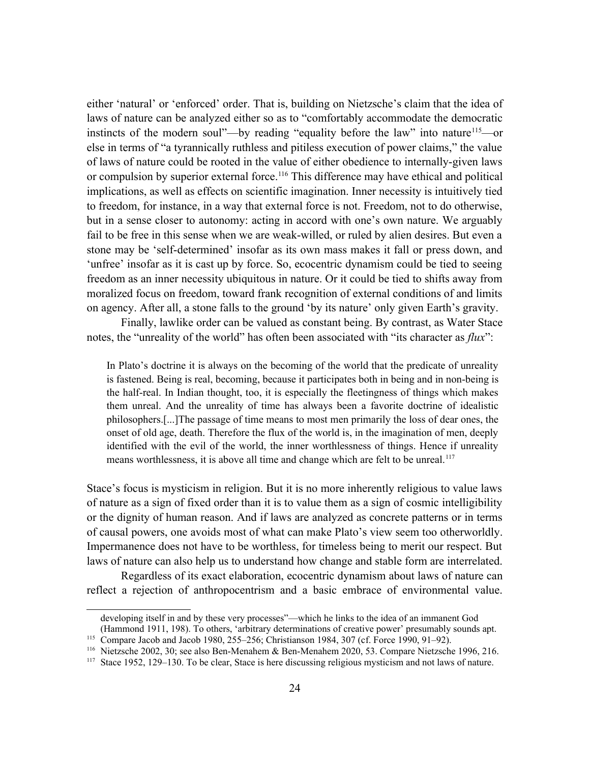either 'natural' or 'enforced' order. That is, building on Nietzsche's claim that the idea of laws of nature can be analyzed either so as to "comfortably accommodate the democratic instincts of the modern soul"—by reading "equality before the law" into nature[115]—or else in terms of "a tyrannically ruthless and pitiless execution of power claims," the value of laws of nature could be rooted in the value of either obedience to internally-given laws or compulsion by superior external force.[116] This difference may have ethical and political implications, as well as effects on scientific imagination. Inner necessity is intuitively tied to freedom, for instance, in a way that external force is not. Freedom, not to do otherwise, but in a sense closer to autonomy: acting in accord with one's own nature. We arguably fail to be free in this sense when we are weak-willed, or ruled by alien desires. But even a stone may be 'self-determined' insofar as its own mass makes it fall or press down, and 'unfree' insofar as it is cast up by force. So, ecocentric dynamism could be tied to seeing freedom as an inner necessity ubiquitous in nature. Or it could be tied to shifts away from moralized focus on freedom, toward frank recognition of external conditions of and limits on agency. After all, a stone falls to the ground 'by its nature' only given Earth's gravity.

Finally, lawlike order can be valued as constant being. By contrast, as Water Stace notes, the "unreality of the world" has often been associated with "its character as *flux*":

> In Plato's doctrine it is always on the becoming of the world that the predicate of unreality is fastened. Being is real, becoming, because it participates both in being and in non-being is the half-real. In Indian thought, too, it is especially the fleetingness of things which makes them unreal. And the unreality of time has always been a favorite doctrine of idealistic philosophers.[...]The passage of time means to most men primarily the loss of dear ones, the onset of old age, death. Therefore the flux of the world is, in the imagination of men, deeply identified with the evil of the world, the inner worthlessness of things. Hence if unreality means worthlessness, it is above all time and change which are felt to be unreal.[117]

Stace's focus is mysticism in religion. But it is no more inherently religious to value laws of nature as a sign of fixed order than it is to value them as a sign of cosmic intelligibility or the dignity of human reason. And if laws are analyzed as concrete patterns or in terms of causal powers, one avoids most of what can make Plato's view seem too otherworldly. Impermanence does not have to be worthless, for timeless being to merit our respect. But laws of nature can also help us to understand how change and stable form are interrelated.

Regardless of its exact elaboration, ecocentric dynamism about laws of nature can reflect a rejection of anthropocentrism and a basic embrace of environmental value.

---

developing itself in and by these very processes"—which he links to the idea of an immanent God (Hammond 1911, 198). To others, 'arbitrary determinations of creative power' presumably sounds apt.

[115] Compare Jacob and Jacob 1980, 255–256; Christianson 1984, 307 (cf. Force 1990, 91–92).

[116] Nietzsche 2002, 30; see also Ben-Menahem & Ben-Menahem 2020, 53. Compare Nietzsche 1996, 216.

[117] Stace 1952, 129–130. To be clear, Stace is here discussing religious mysticism and not laws of nature.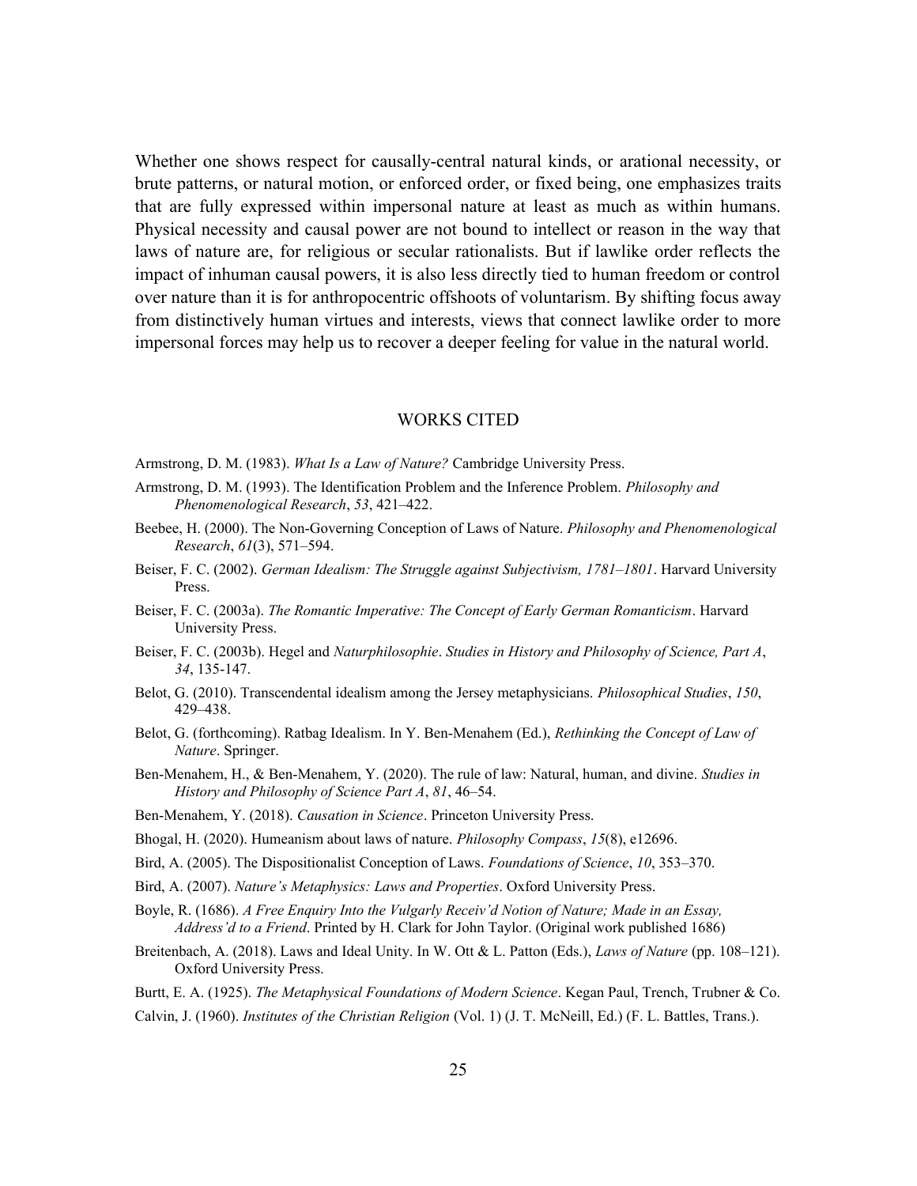Whether one shows respect for causally-central natural kinds, or arational necessity, or brute patterns, or natural motion, or enforced order, or fixed being, one emphasizes traits that are fully expressed within impersonal nature at least as much as within humans. Physical necessity and causal power are not bound to intellect or reason in the way that laws of nature are, for religious or secular rationalists. But if lawlike order reflects the impact of inhuman causal powers, it is also less directly tied to human freedom or control over nature than it is for anthropocentric offshoots of voluntarism. By shifting focus away from distinctively human virtues and interests, views that connect lawlike order to more impersonal forces may help us to recover a deeper feeling for value in the natural world.

## WORKS CITED

Armstrong, D. M. (1983). *What Is a Law of Nature?* Cambridge University Press.

Armstrong, D. M. (1993). The Identification Problem and the Inference Problem. *Philosophy and Phenomenological Research*, *53*, 421–422.

Beebee, H. (2000). The Non-Governing Conception of Laws of Nature. *Philosophy and Phenomenological Research*, *61*(3), 571–594.

Beiser, F. C. (2002). *German Idealism: The Struggle against Subjectivism, 1781–1801*. Harvard University Press.

Beiser, F. C. (2003a). *The Romantic Imperative: The Concept of Early German Romanticism*. Harvard University Press.

Beiser, F. C. (2003b). Hegel and *Naturphilosophie*. *Studies in History and Philosophy of Science, Part A*, *34*, 135-147.

Belot, G. (2010). Transcendental idealism among the Jersey metaphysicians. *Philosophical Studies*, *150*, 429–438.

Belot, G. (forthcoming). Ratbag Idealism. In Y. Ben-Menahem (Ed.), *Rethinking the Concept of Law of Nature*. Springer.

Ben-Menahem, H., & Ben-Menahem, Y. (2020). The rule of law: Natural, human, and divine. *Studies in History and Philosophy of Science Part A*, *81*, 46–54.

Ben-Menahem, Y. (2018). *Causation in Science*. Princeton University Press.

Bhogal, H. (2020). Humeanism about laws of nature. *Philosophy Compass*, *15*(8), e12696.

Bird, A. (2005). The Dispositionalist Conception of Laws. *Foundations of Science*, *10*, 353–370.

Bird, A. (2007). *Nature's Metaphysics: Laws and Properties*. Oxford University Press.

Boyle, R. (1686). *A Free Enquiry Into the Vulgarly Receiv'd Notion of Nature; Made in an Essay, Address'd to a Friend*. Printed by H. Clark for John Taylor. (Original work published 1686)

Breitenbach, A. (2018). Laws and Ideal Unity. In W. Ott & L. Patton (Eds.), *Laws of Nature* (pp. 108–121). Oxford University Press.

Burtt, E. A. (1925). *The Metaphysical Foundations of Modern Science*. Kegan Paul, Trench, Trubner & Co.

Calvin, J. (1960). *Institutes of the Christian Religion* (Vol. 1) (J. T. McNeill, Ed.) (F. L. Battles, Trans.).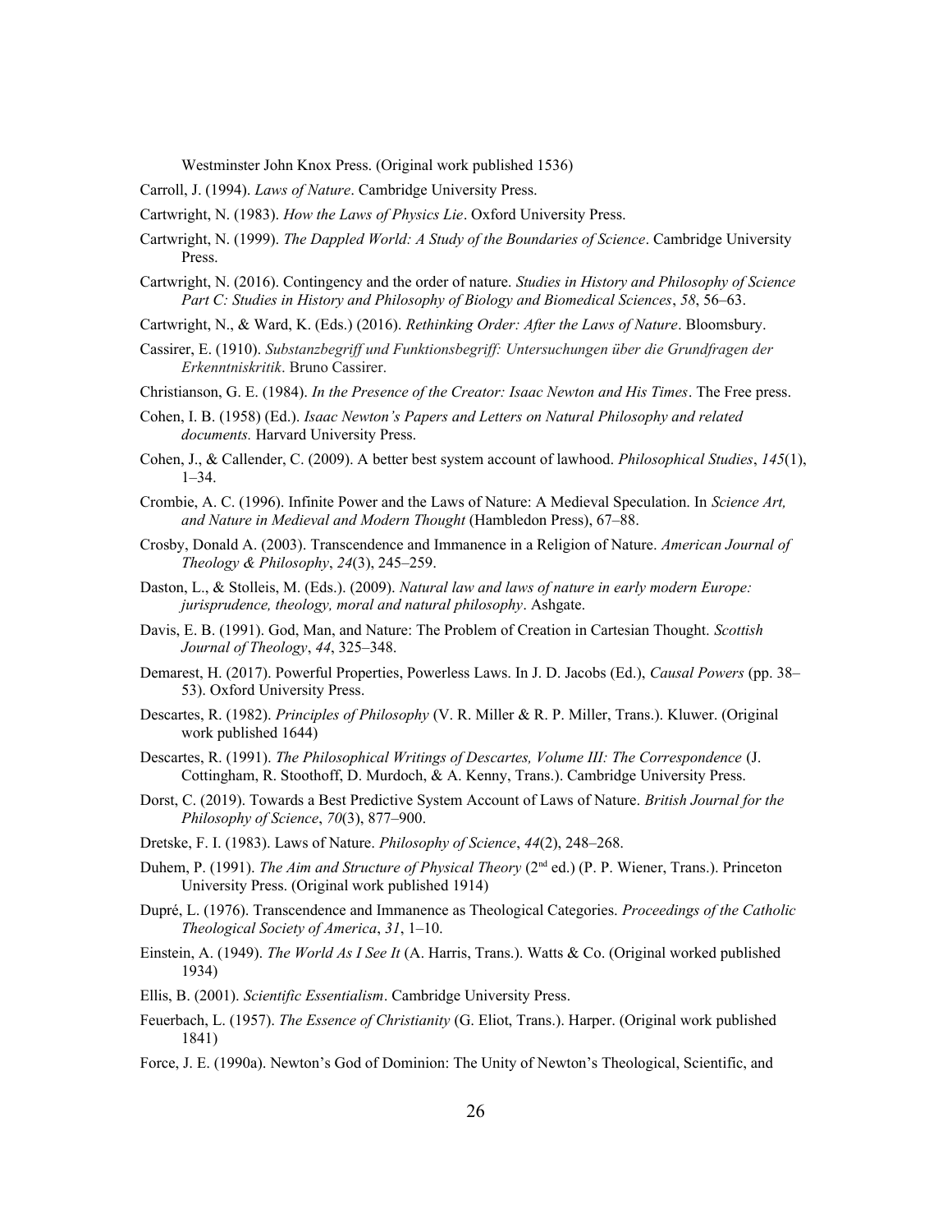Westminster John Knox Press. (Original work published 1536)

Carroll, J. (1994). *Laws of Nature*. Cambridge University Press.

Cartwright, N. (1983). *How the Laws of Physics Lie*. Oxford University Press.

Cartwright, N. (1999). *The Dappled World: A Study of the Boundaries of Science*. Cambridge University Press.

Cartwright, N. (2016). Contingency and the order of nature. *Studies in History and Philosophy of Science Part C: Studies in History and Philosophy of Biology and Biomedical Sciences*, *58*, 56–63.

Cartwright, N., & Ward, K. (Eds.) (2016). *Rethinking Order: After the Laws of Nature*. Bloomsbury.

Cassirer, E. (1910). *Substanzbegriff und Funktionsbegriff: Untersuchungen über die Grundfragen der Erkenntniskritik*. Bruno Cassirer.

Christianson, G. E. (1984). *In the Presence of the Creator: Isaac Newton and His Times*. The Free press.

Cohen, I. B. (1958) (Ed.). *Isaac Newton's Papers and Letters on Natural Philosophy and related documents.* Harvard University Press.

Cohen, J., & Callender, C. (2009). A better best system account of lawhood. *Philosophical Studies*, *145*(1), 1–34.

Crombie, A. C. (1996). Infinite Power and the Laws of Nature: A Medieval Speculation. In *Science Art, and Nature in Medieval and Modern Thought* (Hambledon Press), 67–88.

Crosby, Donald A. (2003). Transcendence and Immanence in a Religion of Nature. *American Journal of Theology & Philosophy*, *24*(3), 245–259.

Daston, L., & Stolleis, M. (Eds.). (2009). *Natural law and laws of nature in early modern Europe: jurisprudence, theology, moral and natural philosophy*. Ashgate.

Davis, E. B. (1991). God, Man, and Nature: The Problem of Creation in Cartesian Thought. *Scottish Journal of Theology*, *44*, 325–348.

Demarest, H. (2017). Powerful Properties, Powerless Laws. In J. D. Jacobs (Ed.), *Causal Powers* (pp. 38–53). Oxford University Press.

Descartes, R. (1982). *Principles of Philosophy* (V. R. Miller & R. P. Miller, Trans.). Kluwer. (Original work published 1644)

Descartes, R. (1991). *The Philosophical Writings of Descartes, Volume III: The Correspondence* (J. Cottingham, R. Stoothoff, D. Murdoch, & A. Kenny, Trans.). Cambridge University Press.

Dorst, C. (2019). Towards a Best Predictive System Account of Laws of Nature. *British Journal for the Philosophy of Science*, *70*(3), 877–900.

Dretske, F. I. (1983). Laws of Nature. *Philosophy of Science*, *44*(2), 248–268.

Duhem, P. (1991). *The Aim and Structure of Physical Theory* (2nd ed.) (P. P. Wiener, Trans.). Princeton University Press. (Original work published 1914)

Dupré, L. (1976). Transcendence and Immanence as Theological Categories. *Proceedings of the Catholic Theological Society of America*, *31*, 1–10.

Einstein, A. (1949). *The World As I See It* (A. Harris, Trans.). Watts & Co. (Original worked published 1934)

Ellis, B. (2001). *Scientific Essentialism*. Cambridge University Press.

Feuerbach, L. (1957). *The Essence of Christianity* (G. Eliot, Trans.). Harper. (Original work published 1841)

Force, J. E. (1990a). Newton's God of Dominion: The Unity of Newton's Theological, Scientific, and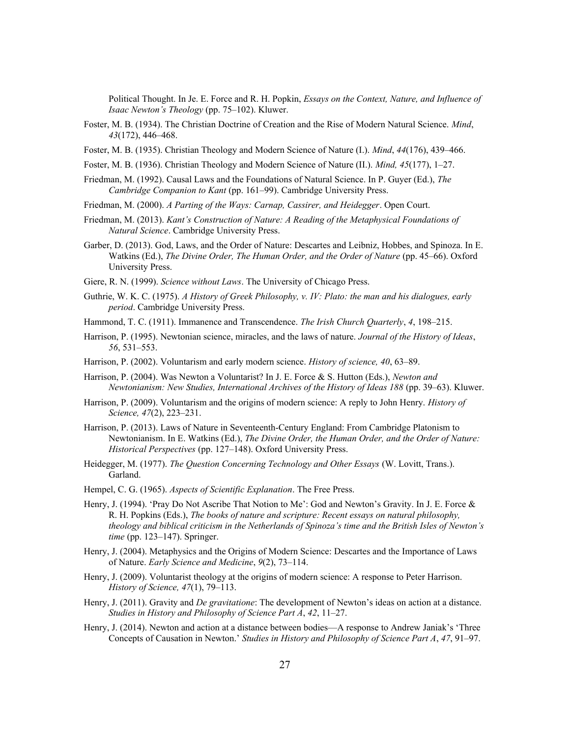Political Thought. In Je. E. Force and R. H. Popkin, *Essays on the Context, Nature, and Influence of Isaac Newton's Theology* (pp. 75–102). Kluwer.

Foster, M. B. (1934). The Christian Doctrine of Creation and the Rise of Modern Natural Science. *Mind*, *43*(172), 446–468.

Foster, M. B. (1935). Christian Theology and Modern Science of Nature (I.). *Mind*, *44*(176), 439–466.

Foster, M. B. (1936). Christian Theology and Modern Science of Nature (II.). *Mind, 45*(177), 1–27.

Friedman, M. (1992). Causal Laws and the Foundations of Natural Science. In P. Guyer (Ed.), *The Cambridge Companion to Kant* (pp. 161–99). Cambridge University Press.

Friedman, M. (2000). *A Parting of the Ways: Carnap, Cassirer, and Heidegger*. Open Court.

Friedman, M. (2013). *Kant's Construction of Nature: A Reading of the Metaphysical Foundations of Natural Science*. Cambridge University Press.

Garber, D. (2013). God, Laws, and the Order of Nature: Descartes and Leibniz, Hobbes, and Spinoza. In E. Watkins (Ed.), *The Divine Order, The Human Order, and the Order of Nature* (pp. 45–66). Oxford University Press.

Giere, R. N. (1999). *Science without Laws*. The University of Chicago Press.

Guthrie, W. K. C. (1975). *A History of Greek Philosophy, v. IV: Plato: the man and his dialogues, early period*. Cambridge University Press.

Hammond, T. C. (1911). Immanence and Transcendence. *The Irish Church Quarterly*, *4*, 198–215.

Harrison, P. (1995). Newtonian science, miracles, and the laws of nature. *Journal of the History of Ideas*, *56*, 531–553.

Harrison, P. (2002). Voluntarism and early modern science. *History of science, 40*, 63–89.

Harrison, P. (2004). Was Newton a Voluntarist? In J. E. Force & S. Hutton (Eds.), *Newton and Newtonianism: New Studies, International Archives of the History of Ideas 188* (pp. 39–63). Kluwer.

Harrison, P. (2009). Voluntarism and the origins of modern science: A reply to John Henry. *History of Science, 47*(2), 223–231.

Harrison, P. (2013). Laws of Nature in Seventeenth-Century England: From Cambridge Platonism to Newtonianism. In E. Watkins (Ed.), *The Divine Order, the Human Order, and the Order of Nature: Historical Perspectives* (pp. 127–148). Oxford University Press.

Heidegger, M. (1977). *The Question Concerning Technology and Other Essays* (W. Lovitt, Trans.). Garland.

Hempel, C. G. (1965). *Aspects of Scientific Explanation*. The Free Press.

Henry, J. (1994). 'Pray Do Not Ascribe That Notion to Me': God and Newton's Gravity. In J. E. Force & R. H. Popkins (Eds.), *The books of nature and scripture: Recent essays on natural philosophy, theology and biblical criticism in the Netherlands of Spinoza's time and the British Isles of Newton's time* (pp. 123–147). Springer.

Henry, J. (2004). Metaphysics and the Origins of Modern Science: Descartes and the Importance of Laws of Nature. *Early Science and Medicine*, *9*(2), 73–114.

Henry, J. (2009). Voluntarist theology at the origins of modern science: A response to Peter Harrison. *History of Science, 47*(1), 79–113.

Henry, J. (2011). Gravity and *De gravitatione*: The development of Newton's ideas on action at a distance. *Studies in History and Philosophy of Science Part A*, *42*, 11–27.

Henry, J. (2014). Newton and action at a distance between bodies—A response to Andrew Janiak's 'Three Concepts of Causation in Newton.' *Studies in History and Philosophy of Science Part A*, *47*, 91–97.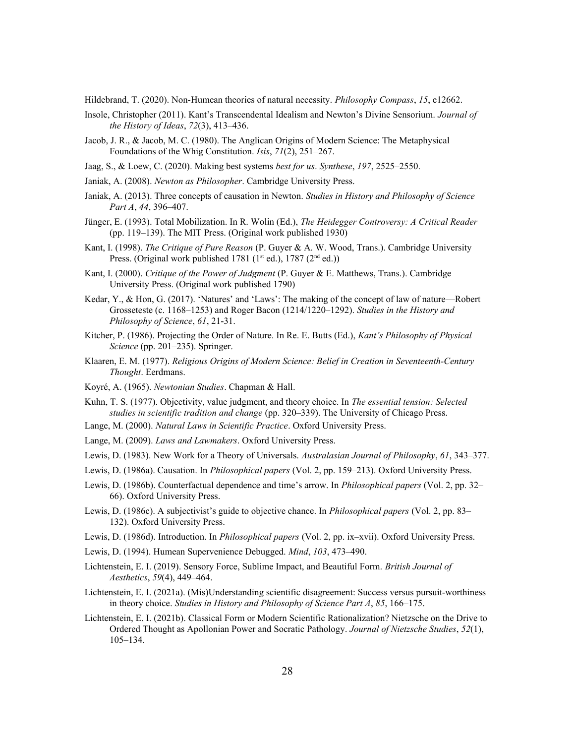Hildebrand, T. (2020). Non-Humean theories of natural necessity. *Philosophy Compass*, *15*, e12662.

Insole, Christopher (2011). Kant's Transcendental Idealism and Newton's Divine Sensorium. *Journal of the History of Ideas*, *72*(3), 413–436.

Jacob, J. R., & Jacob, M. C. (1980). The Anglican Origins of Modern Science: The Metaphysical Foundations of the Whig Constitution. *Isis*, *71*(2), 251–267.

Jaag, S., & Loew, C. (2020). Making best systems *best for us*. *Synthese*, *197*, 2525–2550.

Janiak, A. (2008). *Newton as Philosopher*. Cambridge University Press.

Janiak, A. (2013). Three concepts of causation in Newton. *Studies in History and Philosophy of Science Part A*, *44*, 396–407.

Jünger, E. (1993). Total Mobilization. In R. Wolin (Ed.), *The Heidegger Controversy: A Critical Reader* (pp. 119–139). The MIT Press. (Original work published 1930)

Kant, I. (1998). *The Critique of Pure Reason* (P. Guyer & A. W. Wood, Trans.). Cambridge University Press. (Original work published 1781 (1st ed.), 1787 (2nd ed.))

Kant, I. (2000). *Critique of the Power of Judgment* (P. Guyer & E. Matthews, Trans.). Cambridge University Press. (Original work published 1790)

Kedar, Y., & Hon, G. (2017). 'Natures' and 'Laws': The making of the concept of law of nature—Robert Grosseteste (c. 1168–1253) and Roger Bacon (1214/1220–1292). *Studies in the History and Philosophy of Science*, *61*, 21-31.

Kitcher, P. (1986). Projecting the Order of Nature. In Re. E. Butts (Ed.), *Kant's Philosophy of Physical Science* (pp. 201–235). Springer.

Klaaren, E. M. (1977). *Religious Origins of Modern Science: Belief in Creation in Seventeenth-Century Thought*. Eerdmans.

Koyré, A. (1965). *Newtonian Studies*. Chapman & Hall.

Kuhn, T. S. (1977). Objectivity, value judgment, and theory choice. In *The essential tension: Selected studies in scientific tradition and change* (pp. 320–339). The University of Chicago Press.

Lange, M. (2000). *Natural Laws in Scientific Practice*. Oxford University Press.

Lange, M. (2009). *Laws and Lawmakers*. Oxford University Press.

Lewis, D. (1983). New Work for a Theory of Universals. *Australasian Journal of Philosophy*, *61*, 343–377.

Lewis, D. (1986a). Causation. In *Philosophical papers* (Vol. 2, pp. 159–213). Oxford University Press.

Lewis, D. (1986b). Counterfactual dependence and time's arrow. In *Philosophical papers* (Vol. 2, pp. 32–66). Oxford University Press.

Lewis, D. (1986c). A subjectivist's guide to objective chance. In *Philosophical papers* (Vol. 2, pp. 83–132). Oxford University Press.

Lewis, D. (1986d). Introduction. In *Philosophical papers* (Vol. 2, pp. ix–xvii). Oxford University Press.

Lewis, D. (1994). Humean Supervenience Debugged. *Mind*, *103*, 473–490.

Lichtenstein, E. I. (2019). Sensory Force, Sublime Impact, and Beautiful Form. *British Journal of Aesthetics*, *59*(4), 449–464.

Lichtenstein, E. I. (2021a). (Mis)Understanding scientific disagreement: Success versus pursuit-worthiness in theory choice. *Studies in History and Philosophy of Science Part A*, *85*, 166–175.

Lichtenstein, E. I. (2021b). Classical Form or Modern Scientific Rationalization? Nietzsche on the Drive to Ordered Thought as Apollonian Power and Socratic Pathology. *Journal of Nietzsche Studies*, *52*(1), 105–134.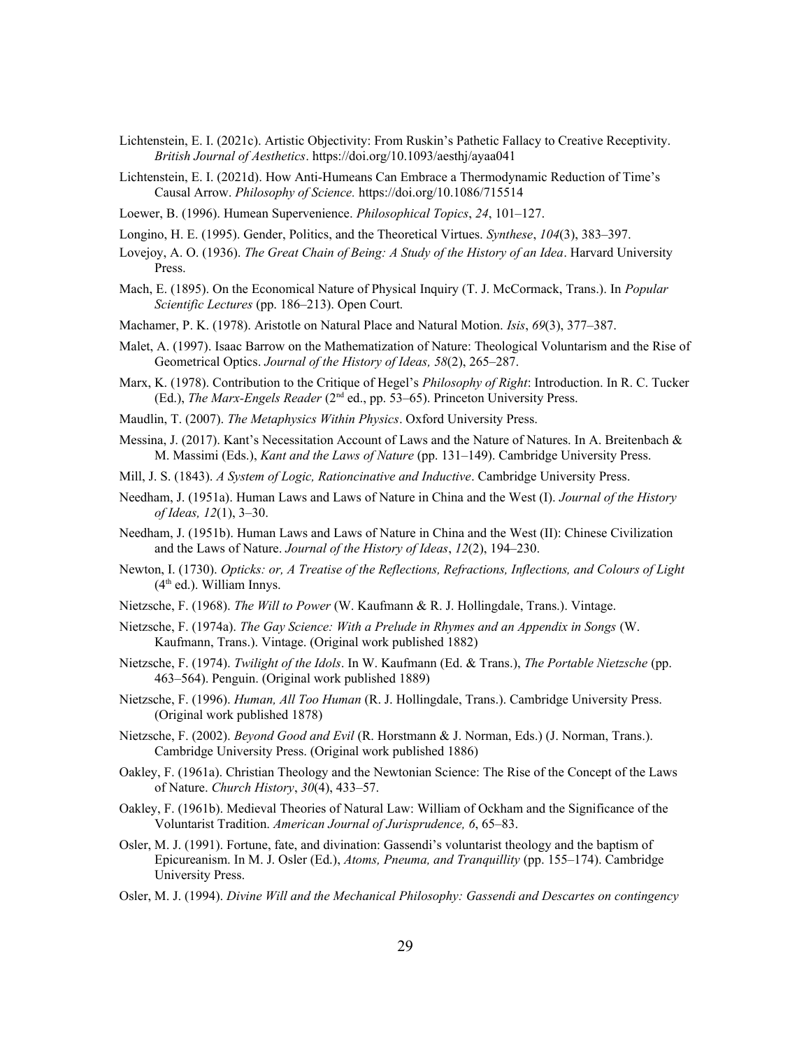Lichtenstein, E. I. (2021c). Artistic Objectivity: From Ruskin's Pathetic Fallacy to Creative Receptivity. *British Journal of Aesthetics*. https://doi.org/10.1093/aesthj/ayaa041

Lichtenstein, E. I. (2021d). How Anti-Humeans Can Embrace a Thermodynamic Reduction of Time's Causal Arrow. *Philosophy of Science.* https://doi.org/10.1086/715514

Loewer, B. (1996). Humean Supervenience. *Philosophical Topics*, *24*, 101–127.

Longino, H. E. (1995). Gender, Politics, and the Theoretical Virtues. *Synthese*, *104*(3), 383–397.

Lovejoy, A. O. (1936). *The Great Chain of Being: A Study of the History of an Idea*. Harvard University Press.

Mach, E. (1895). On the Economical Nature of Physical Inquiry (T. J. McCormack, Trans.). In *Popular Scientific Lectures* (pp. 186–213). Open Court.

Machamer, P. K. (1978). Aristotle on Natural Place and Natural Motion. *Isis*, *69*(3), 377–387.

Malet, A. (1997). Isaac Barrow on the Mathematization of Nature: Theological Voluntarism and the Rise of Geometrical Optics. *Journal of the History of Ideas, 58*(2), 265–287.

Marx, K. (1978). Contribution to the Critique of Hegel's *Philosophy of Right*: Introduction. In R. C. Tucker (Ed.), *The Marx-Engels Reader* (2nd ed., pp. 53–65). Princeton University Press.

Maudlin, T. (2007). *The Metaphysics Within Physics*. Oxford University Press.

Messina, J. (2017). Kant's Necessitation Account of Laws and the Nature of Natures. In A. Breitenbach & M. Massimi (Eds.), *Kant and the Laws of Nature* (pp. 131–149). Cambridge University Press.

Mill, J. S. (1843). *A System of Logic, Rationcinative and Inductive*. Cambridge University Press.

Needham, J. (1951a). Human Laws and Laws of Nature in China and the West (I). *Journal of the History of Ideas, 12*(1), 3–30.

Needham, J. (1951b). Human Laws and Laws of Nature in China and the West (II): Chinese Civilization and the Laws of Nature. *Journal of the History of Ideas*, *12*(2), 194–230.

Newton, I. (1730). *Opticks: or, A Treatise of the Reflections, Refractions, Inflections, and Colours of Light* (4th ed.). William Innys.

Nietzsche, F. (1968). *The Will to Power* (W. Kaufmann & R. J. Hollingdale, Trans.). Vintage.

Nietzsche, F. (1974a). *The Gay Science: With a Prelude in Rhymes and an Appendix in Songs* (W. Kaufmann, Trans.). Vintage. (Original work published 1882)

Nietzsche, F. (1974). *Twilight of the Idols*. In W. Kaufmann (Ed. & Trans.), *The Portable Nietzsche* (pp. 463–564). Penguin. (Original work published 1889)

Nietzsche, F. (1996). *Human, All Too Human* (R. J. Hollingdale, Trans.). Cambridge University Press. (Original work published 1878)

Nietzsche, F. (2002). *Beyond Good and Evil* (R. Horstmann & J. Norman, Eds.) (J. Norman, Trans.). Cambridge University Press. (Original work published 1886)

Oakley, F. (1961a). Christian Theology and the Newtonian Science: The Rise of the Concept of the Laws of Nature. *Church History*, *30*(4), 433–57.

Oakley, F. (1961b). Medieval Theories of Natural Law: William of Ockham and the Significance of the Voluntarist Tradition. *American Journal of Jurisprudence, 6*, 65–83.

Osler, M. J. (1991). Fortune, fate, and divination: Gassendi's voluntarist theology and the baptism of Epicureanism. In M. J. Osler (Ed.), *Atoms, Pneuma, and Tranquillity* (pp. 155–174). Cambridge University Press.

Osler, M. J. (1994). *Divine Will and the Mechanical Philosophy: Gassendi and Descartes on contingency*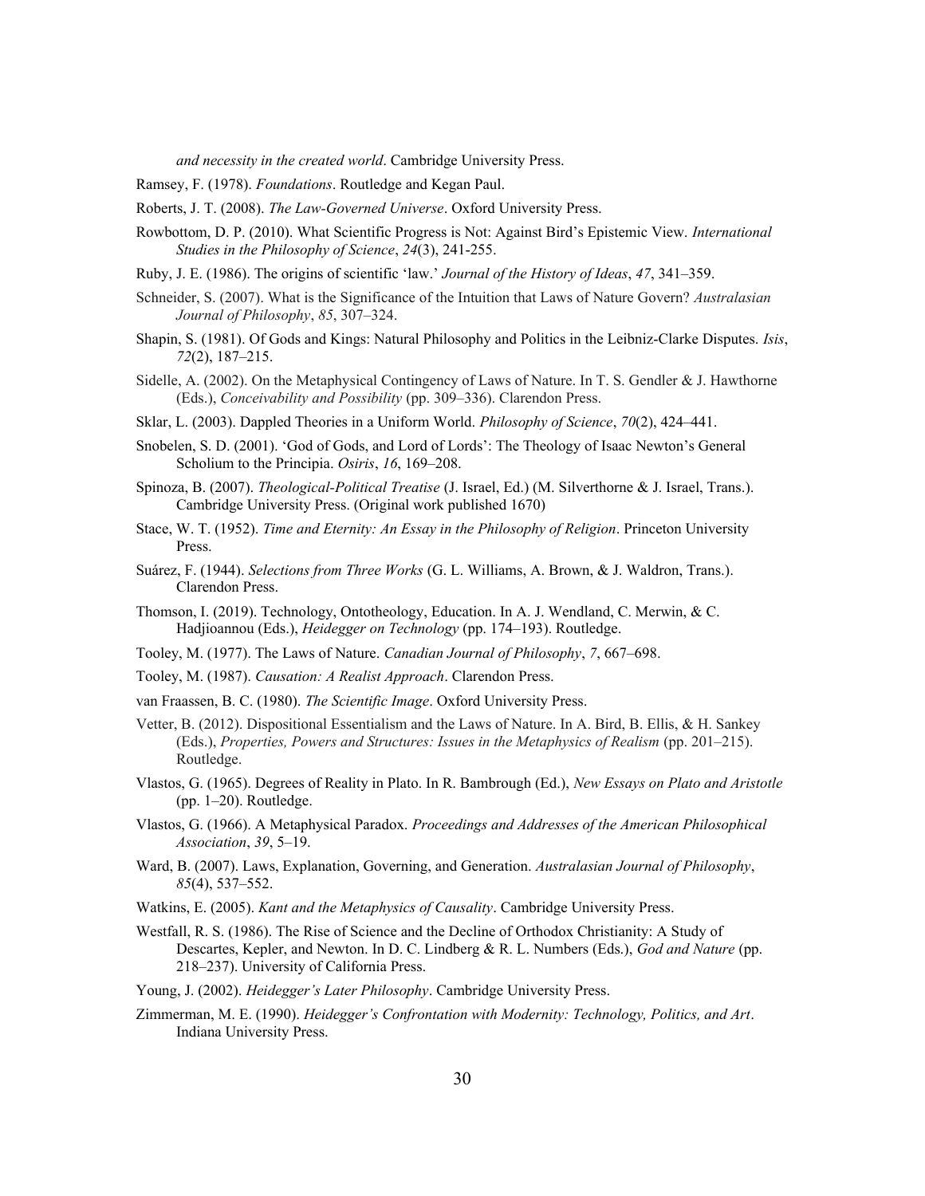*and necessity in the created world*. Cambridge University Press.

Ramsey, F. (1978). *Foundations*. Routledge and Kegan Paul.

Roberts, J. T. (2008). *The Law-Governed Universe*. Oxford University Press.

Rowbottom, D. P. (2010). What Scientific Progress is Not: Against Bird's Epistemic View. *International Studies in the Philosophy of Science*, *24*(3), 241-255.

Ruby, J. E. (1986). The origins of scientific 'law.' *Journal of the History of Ideas*, *47*, 341–359.

Schneider, S. (2007). What is the Significance of the Intuition that Laws of Nature Govern? *Australasian Journal of Philosophy*, *85*, 307–324.

Shapin, S. (1981). Of Gods and Kings: Natural Philosophy and Politics in the Leibniz-Clarke Disputes. *Isis*, *72*(2), 187–215.

Sidelle, A. (2002). On the Metaphysical Contingency of Laws of Nature. In T. S. Gendler & J. Hawthorne (Eds.), *Conceivability and Possibility* (pp. 309–336). Clarendon Press.

Sklar, L. (2003). Dappled Theories in a Uniform World. *Philosophy of Science*, *70*(2), 424–441.

Snobelen, S. D. (2001). 'God of Gods, and Lord of Lords': The Theology of Isaac Newton's General Scholium to the Principia. *Osiris*, *16*, 169–208.

Spinoza, B. (2007). *Theological-Political Treatise* (J. Israel, Ed.) (M. Silverthorne & J. Israel, Trans.). Cambridge University Press. (Original work published 1670)

Stace, W. T. (1952). *Time and Eternity: An Essay in the Philosophy of Religion*. Princeton University Press.

Suárez, F. (1944). *Selections from Three Works* (G. L. Williams, A. Brown, & J. Waldron, Trans.). Clarendon Press.

Thomson, I. (2019). Technology, Ontotheology, Education. In A. J. Wendland, C. Merwin, & C. Hadjioannou (Eds.), *Heidegger on Technology* (pp. 174–193). Routledge.

Tooley, M. (1977). The Laws of Nature. *Canadian Journal of Philosophy*, *7*, 667–698.

Tooley, M. (1987). *Causation: A Realist Approach*. Clarendon Press.

van Fraassen, B. C. (1980). *The Scientific Image*. Oxford University Press.

Vetter, B. (2012). Dispositional Essentialism and the Laws of Nature. In A. Bird, B. Ellis, & H. Sankey (Eds.), *Properties, Powers and Structures: Issues in the Metaphysics of Realism* (pp. 201–215). Routledge.

Vlastos, G. (1965). Degrees of Reality in Plato. In R. Bambrough (Ed.), *New Essays on Plato and Aristotle* (pp. 1–20). Routledge.

Vlastos, G. (1966). A Metaphysical Paradox. *Proceedings and Addresses of the American Philosophical Association*, *39*, 5–19.

Ward, B. (2007). Laws, Explanation, Governing, and Generation. *Australasian Journal of Philosophy*, *85*(4), 537–552.

Watkins, E. (2005). *Kant and the Metaphysics of Causality*. Cambridge University Press.

Westfall, R. S. (1986). The Rise of Science and the Decline of Orthodox Christianity: A Study of Descartes, Kepler, and Newton. In D. C. Lindberg & R. L. Numbers (Eds.), *God and Nature* (pp. 218–237). University of California Press.

Young, J. (2002). *Heidegger's Later Philosophy*. Cambridge University Press.

Zimmerman, M. E. (1990). *Heidegger's Confrontation with Modernity: Technology, Politics, and Art*. Indiana University Press.